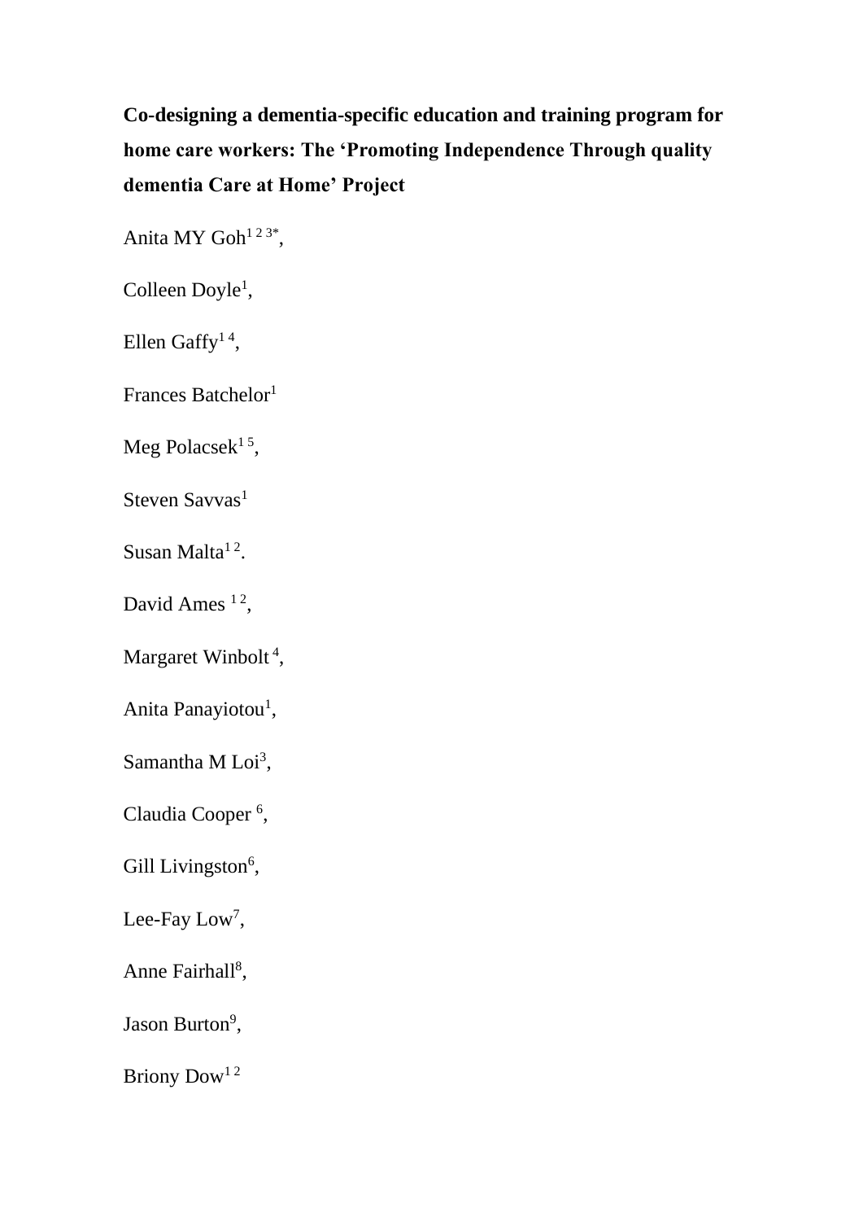# Co-designing a dementia-specific education and training program for home care workers: The 'Promoting Independence Through quality dementia Care at Home' Project

Anita MY Goh[1 2 3*],

Colleen Doyle[1],

Ellen Gaffy[1 4],

Frances Batchelor[1]

Meg Polacsek[1 5],

Steven Savvas[1]

Susan Malta[1 2].

David Ames [1 2],

Margaret Winbolt [4],

Anita Panayiotou[1],

Samantha M Loi[3],

Claudia Cooper [6],

Gill Livingston[6],

Lee-Fay Low[7],

Anne Fairhall[8],

Jason Burton[9],

Briony Dow[1 2]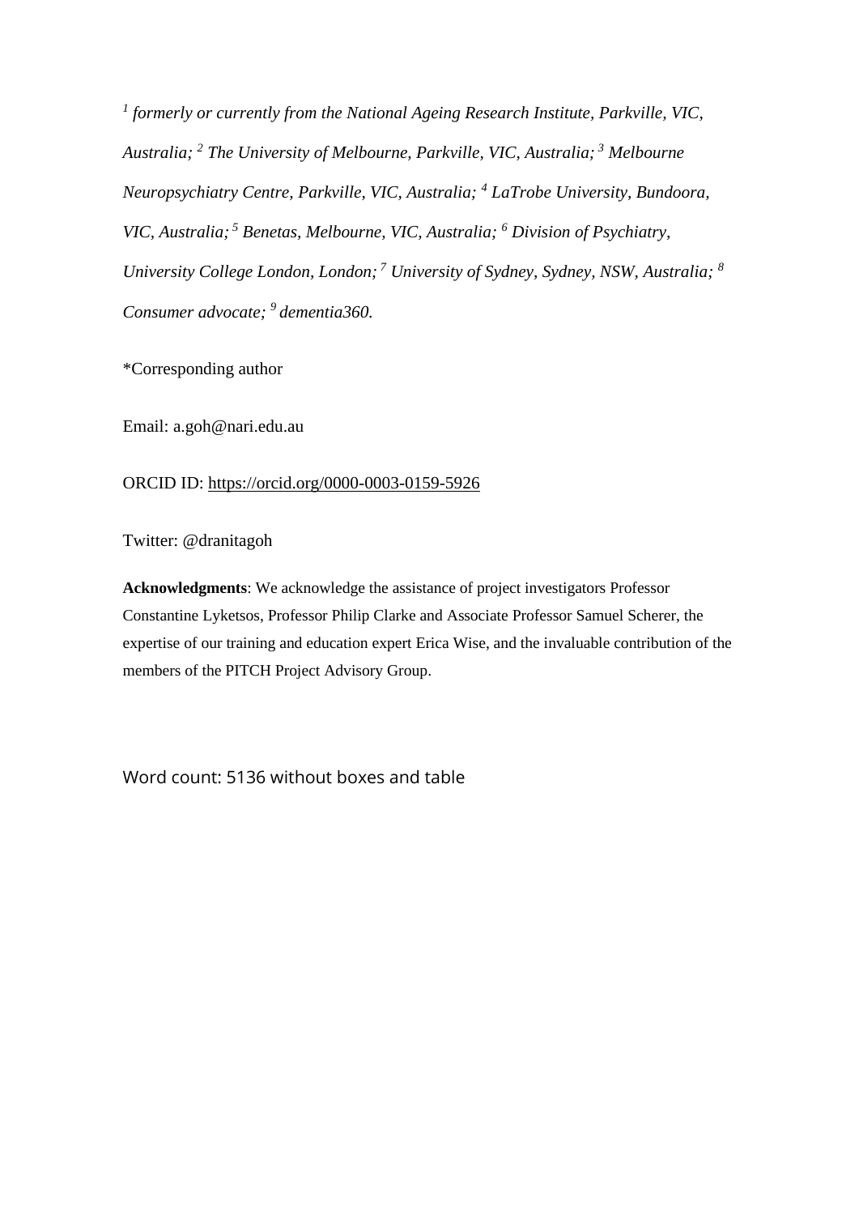*[1] formerly or currently from the National Ageing Research Institute, Parkville, VIC, Australia; [2] The University of Melbourne, Parkville, VIC, Australia; [3] Melbourne Neuropsychiatry Centre, Parkville, VIC, Australia; [4] LaTrobe University, Bundoora, VIC, Australia; [5] Benetas, Melbourne, VIC, Australia; [6] Division of Psychiatry, University College London, London; [7] University of Sydney, Sydney, NSW, Australia; [8] Consumer advocate; [9] dementia360.*

*Corresponding author

Email: a.goh@nari.edu.au

ORCID ID: https://orcid.org/0000-0003-0159-5926

Twitter: @dranitagoh

**Acknowledgments**: We acknowledge the assistance of project investigators Professor Constantine Lyketsos, Professor Philip Clarke and Associate Professor Samuel Scherer, the expertise of our training and education expert Erica Wise, and the invaluable contribution of the members of the PITCH Project Advisory Group.

Word count: 5136 without boxes and table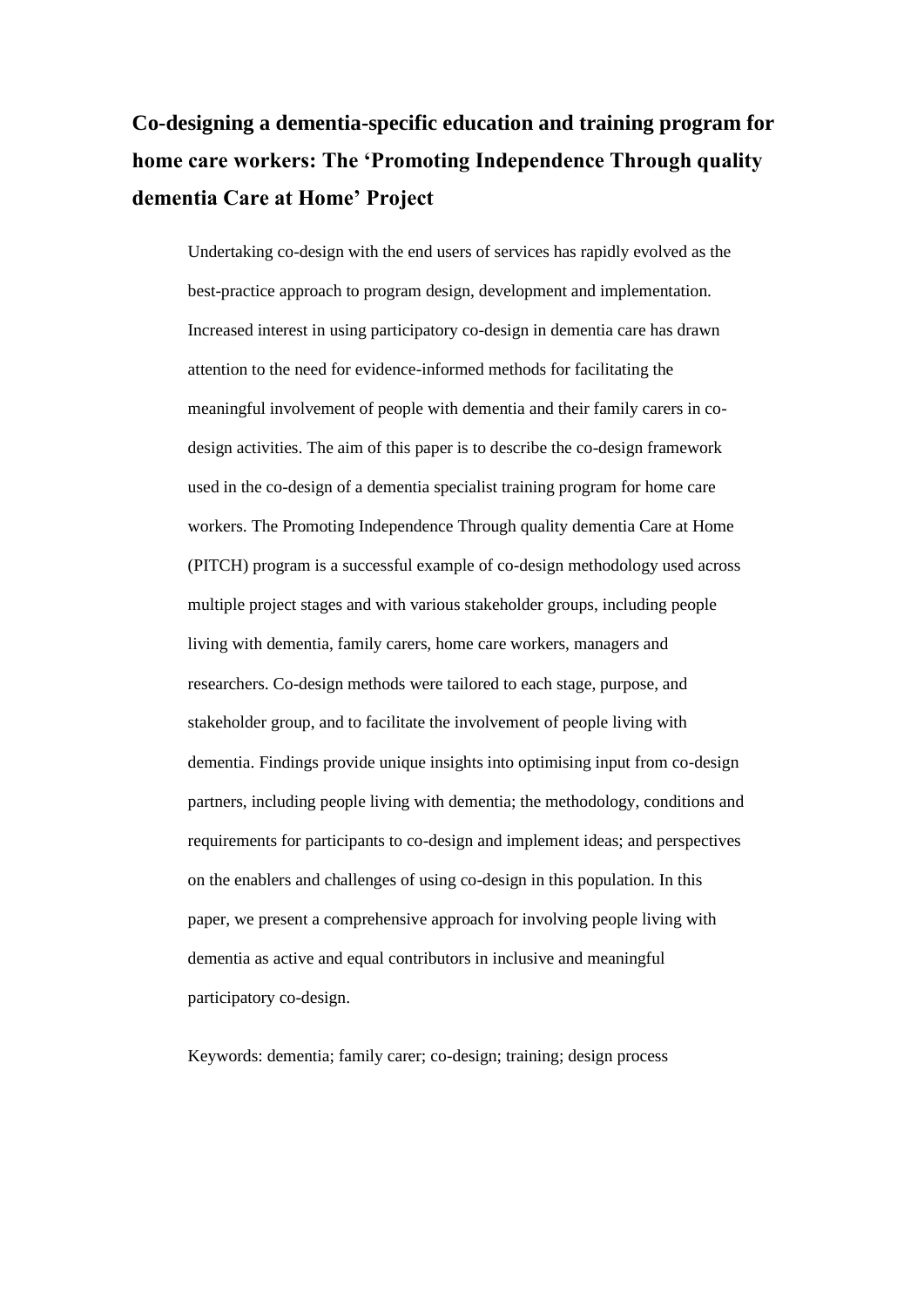# Co-designing a dementia-specific education and training program for home care workers: The 'Promoting Independence Through quality dementia Care at Home' Project

Undertaking co-design with the end users of services has rapidly evolved as the best-practice approach to program design, development and implementation. Increased interest in using participatory co-design in dementia care has drawn attention to the need for evidence-informed methods for facilitating the meaningful involvement of people with dementia and their family carers in co-design activities. The aim of this paper is to describe the co-design framework used in the co-design of a dementia specialist training program for home care workers. The Promoting Independence Through quality dementia Care at Home (PITCH) program is a successful example of co-design methodology used across multiple project stages and with various stakeholder groups, including people living with dementia, family carers, home care workers, managers and researchers. Co-design methods were tailored to each stage, purpose, and stakeholder group, and to facilitate the involvement of people living with dementia. Findings provide unique insights into optimising input from co-design partners, including people living with dementia; the methodology, conditions and requirements for participants to co-design and implement ideas; and perspectives on the enablers and challenges of using co-design in this population. In this paper, we present a comprehensive approach for involving people living with dementia as active and equal contributors in inclusive and meaningful participatory co-design.

Keywords: dementia; family carer; co-design; training; design process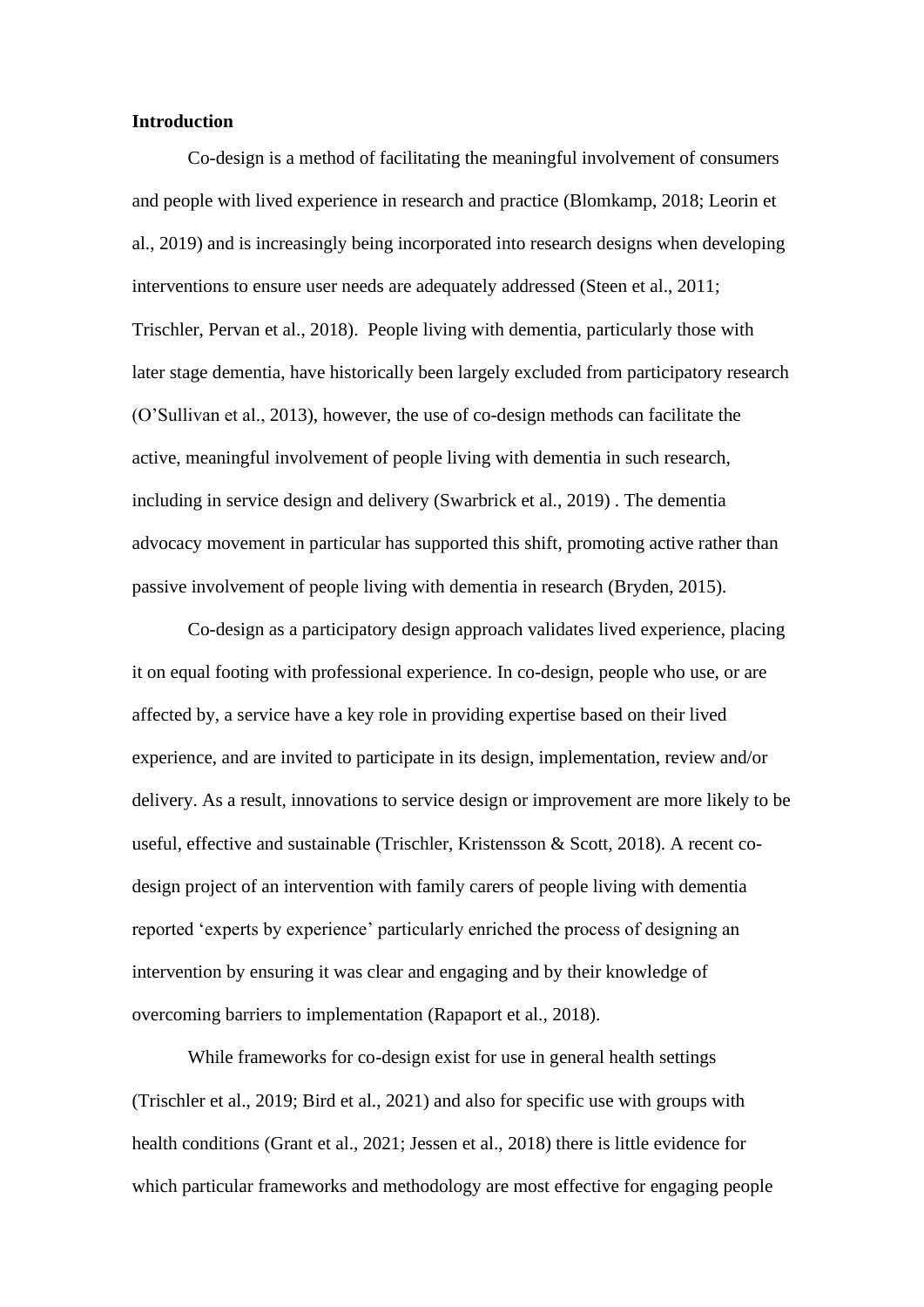**Introduction**

Co-design is a method of facilitating the meaningful involvement of consumers and people with lived experience in research and practice (Blomkamp, 2018; Leorin et al., 2019) and is increasingly being incorporated into research designs when developing interventions to ensure user needs are adequately addressed (Steen et al., 2011; Trischler, Pervan et al., 2018). People living with dementia, particularly those with later stage dementia, have historically been largely excluded from participatory research (O'Sullivan et al., 2013), however, the use of co-design methods can facilitate the active, meaningful involvement of people living with dementia in such research, including in service design and delivery (Swarbrick et al., 2019) . The dementia advocacy movement in particular has supported this shift, promoting active rather than passive involvement of people living with dementia in research (Bryden, 2015).

Co-design as a participatory design approach validates lived experience, placing it on equal footing with professional experience. In co-design, people who use, or are affected by, a service have a key role in providing expertise based on their lived experience, and are invited to participate in its design, implementation, review and/or delivery. As a result, innovations to service design or improvement are more likely to be useful, effective and sustainable (Trischler, Kristensson & Scott, 2018). A recent co-design project of an intervention with family carers of people living with dementia reported 'experts by experience' particularly enriched the process of designing an intervention by ensuring it was clear and engaging and by their knowledge of overcoming barriers to implementation (Rapaport et al., 2018).

While frameworks for co-design exist for use in general health settings (Trischler et al., 2019; Bird et al., 2021) and also for specific use with groups with health conditions (Grant et al., 2021; Jessen et al., 2018) there is little evidence for which particular frameworks and methodology are most effective for engaging people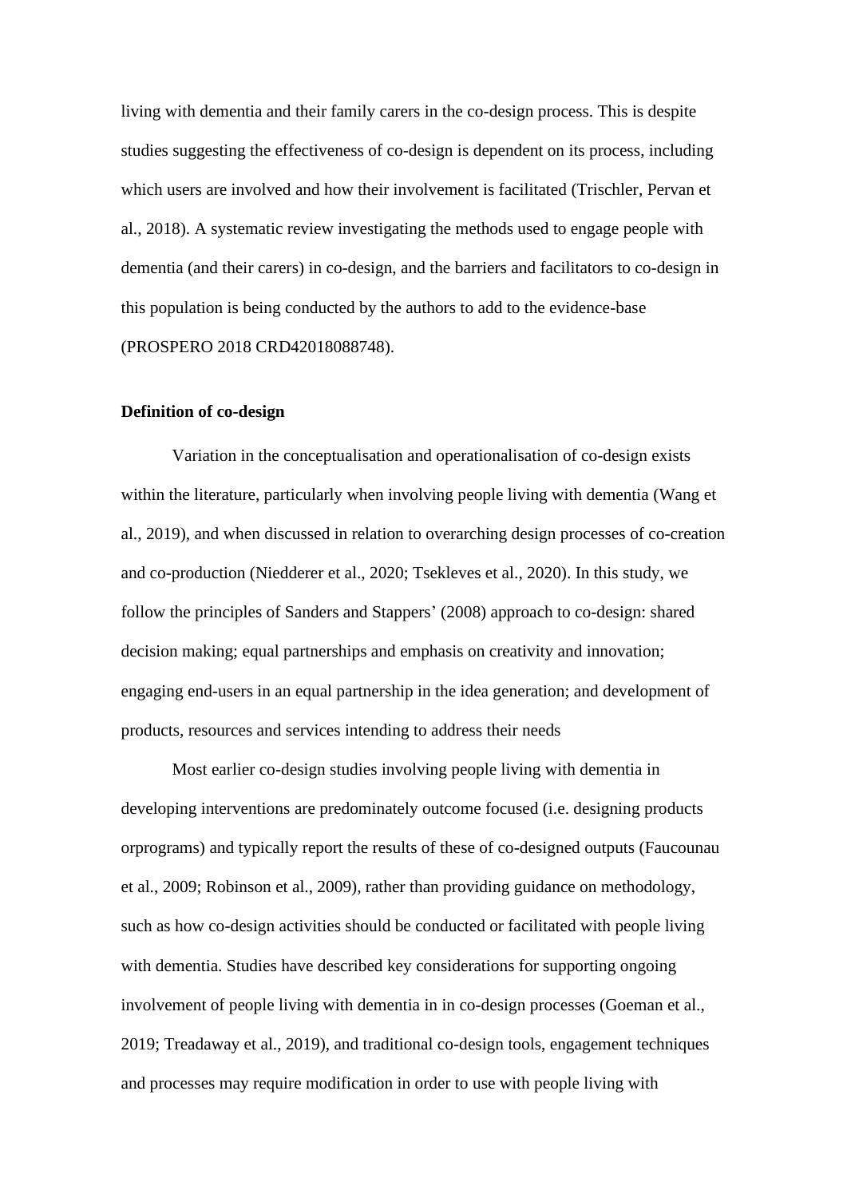living with dementia and their family carers in the co-design process. This is despite studies suggesting the effectiveness of co-design is dependent on its process, including which users are involved and how their involvement is facilitated (Trischler, Pervan et al., 2018). A systematic review investigating the methods used to engage people with dementia (and their carers) in co-design, and the barriers and facilitators to co-design in this population is being conducted by the authors to add to the evidence-base (PROSPERO 2018 CRD42018088748).

**Definition of co-design**

Variation in the conceptualisation and operationalisation of co-design exists within the literature, particularly when involving people living with dementia (Wang et al., 2019), and when discussed in relation to overarching design processes of co-creation and co-production (Niedderer et al., 2020; Tsekleves et al., 2020). In this study, we follow the principles of Sanders and Stappers' (2008) approach to co-design: shared decision making; equal partnerships and emphasis on creativity and innovation; engaging end-users in an equal partnership in the idea generation; and development of products, resources and services intending to address their needs

Most earlier co-design studies involving people living with dementia in developing interventions are predominately outcome focused (i.e. designing products orprograms) and typically report the results of these of co-designed outputs (Faucounau et al., 2009; Robinson et al., 2009), rather than providing guidance on methodology, such as how co-design activities should be conducted or facilitated with people living with dementia. Studies have described key considerations for supporting ongoing involvement of people living with dementia in in co-design processes (Goeman et al., 2019; Treadaway et al., 2019), and traditional co-design tools, engagement techniques and processes may require modification in order to use with people living with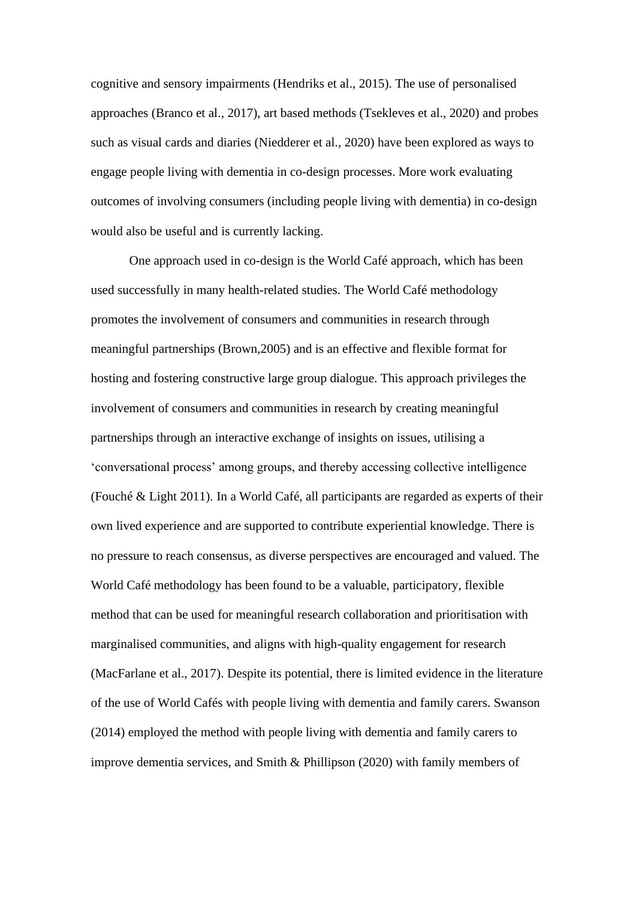cognitive and sensory impairments (Hendriks et al., 2015). The use of personalised approaches (Branco et al., 2017), art based methods (Tsekleves et al., 2020) and probes such as visual cards and diaries (Niedderer et al., 2020) have been explored as ways to engage people living with dementia in co-design processes. More work evaluating outcomes of involving consumers (including people living with dementia) in co-design would also be useful and is currently lacking.

One approach used in co-design is the World Café approach, which has been used successfully in many health-related studies. The World Café methodology promotes the involvement of consumers and communities in research through meaningful partnerships (Brown,2005) and is an effective and flexible format for hosting and fostering constructive large group dialogue. This approach privileges the involvement of consumers and communities in research by creating meaningful partnerships through an interactive exchange of insights on issues, utilising a 'conversational process' among groups, and thereby accessing collective intelligence (Fouché & Light 2011). In a World Café, all participants are regarded as experts of their own lived experience and are supported to contribute experiential knowledge. There is no pressure to reach consensus, as diverse perspectives are encouraged and valued. The World Café methodology has been found to be a valuable, participatory, flexible method that can be used for meaningful research collaboration and prioritisation with marginalised communities, and aligns with high-quality engagement for research (MacFarlane et al., 2017). Despite its potential, there is limited evidence in the literature of the use of World Cafés with people living with dementia and family carers. Swanson (2014) employed the method with people living with dementia and family carers to improve dementia services, and Smith & Phillipson (2020) with family members of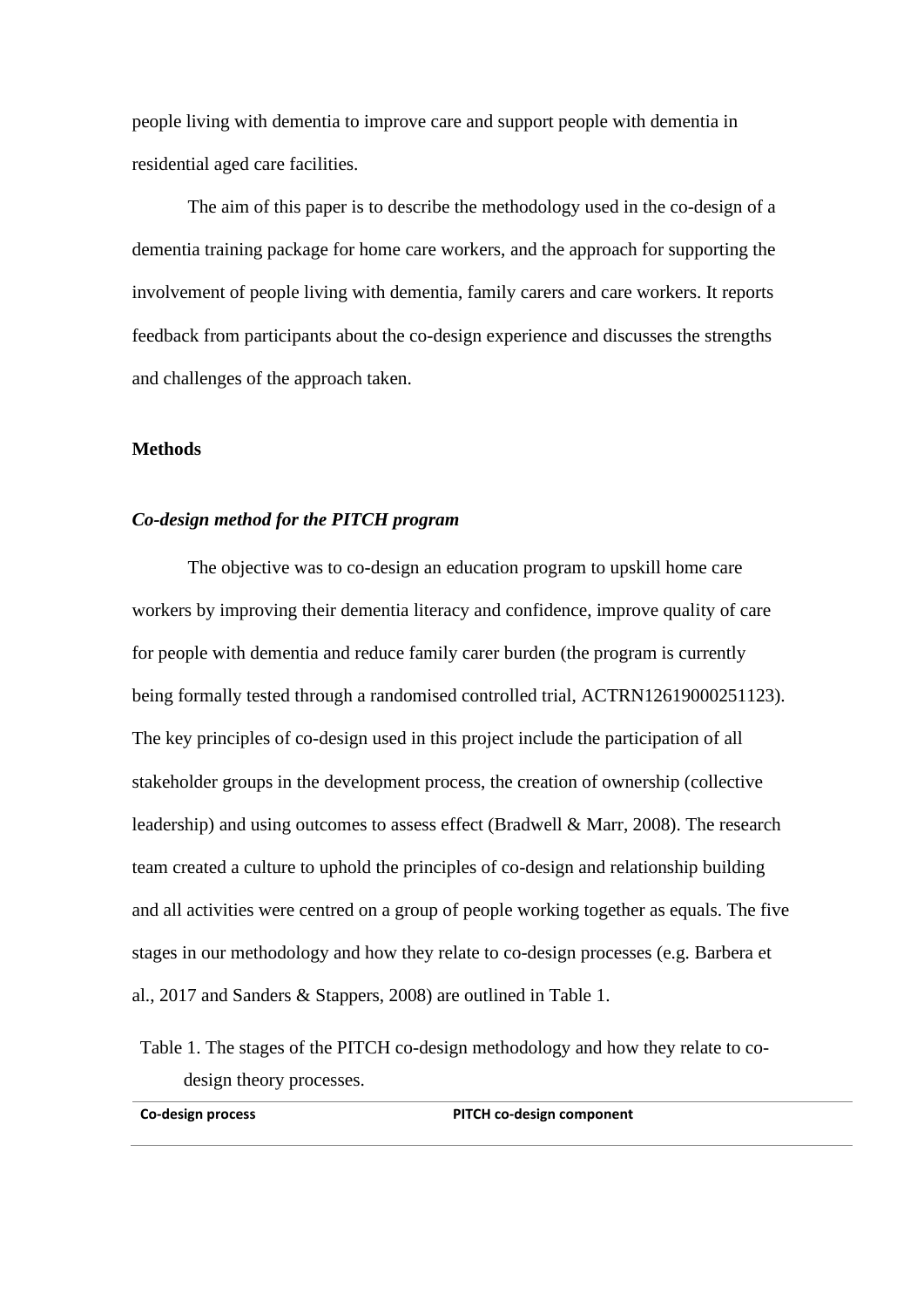people living with dementia to improve care and support people with dementia in residential aged care facilities.

The aim of this paper is to describe the methodology used in the co-design of a dementia training package for home care workers, and the approach for supporting the involvement of people living with dementia, family carers and care workers. It reports feedback from participants about the co-design experience and discusses the strengths and challenges of the approach taken.

## Methods

### *Co-design method for the PITCH program*

The objective was to co-design an education program to upskill home care workers by improving their dementia literacy and confidence, improve quality of care for people with dementia and reduce family carer burden (the program is currently being formally tested through a randomised controlled trial, ACTRN12619000251123). The key principles of co-design used in this project include the participation of all stakeholder groups in the development process, the creation of ownership (collective leadership) and using outcomes to assess effect (Bradwell & Marr, 2008). The research team created a culture to uphold the principles of co-design and relationship building and all activities were centred on a group of people working together as equals. The five stages in our methodology and how they relate to co-design processes (e.g. Barbera et al., 2017 and Sanders & Stappers, 2008) are outlined in Table 1.

Table 1. The stages of the PITCH co-design methodology and how they relate to co-design theory processes.

| Co-design process | PITCH co-design component |
| --- | --- |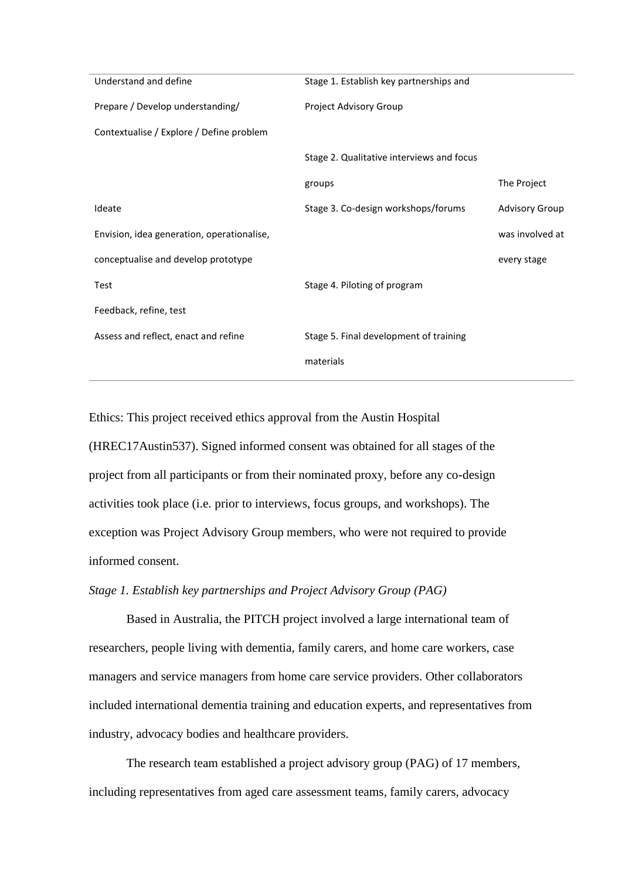| | | |
|---|---|---|
| Understand and define<br>Prepare / Develop understanding/<br>Contextualise / Explore / Define problem | Stage 1. Establish key partnerships and Project Advisory Group | The Project Advisory Group was involved at every stage |
| | Stage 2. Qualitative interviews and focus groups | |
| Ideate<br>Envision, idea generation, operationalise, conceptualise and develop prototype | Stage 3. Co-design workshops/forums | |
| Test<br>Feedback, refine, test | Stage 4. Piloting of program | |
| Assess and reflect, enact and refine | Stage 5. Final development of training materials | |

Ethics: This project received ethics approval from the Austin Hospital (HREC17Austin537). Signed informed consent was obtained for all stages of the project from all participants or from their nominated proxy, before any co-design activities took place (i.e. prior to interviews, focus groups, and workshops). The exception was Project Advisory Group members, who were not required to provide informed consent.

*Stage 1. Establish key partnerships and Project Advisory Group (PAG)*

Based in Australia, the PITCH project involved a large international team of researchers, people living with dementia, family carers, and home care workers, case managers and service managers from home care service providers. Other collaborators included international dementia training and education experts, and representatives from industry, advocacy bodies and healthcare providers.

The research team established a project advisory group (PAG) of 17 members, including representatives from aged care assessment teams, family carers, advocacy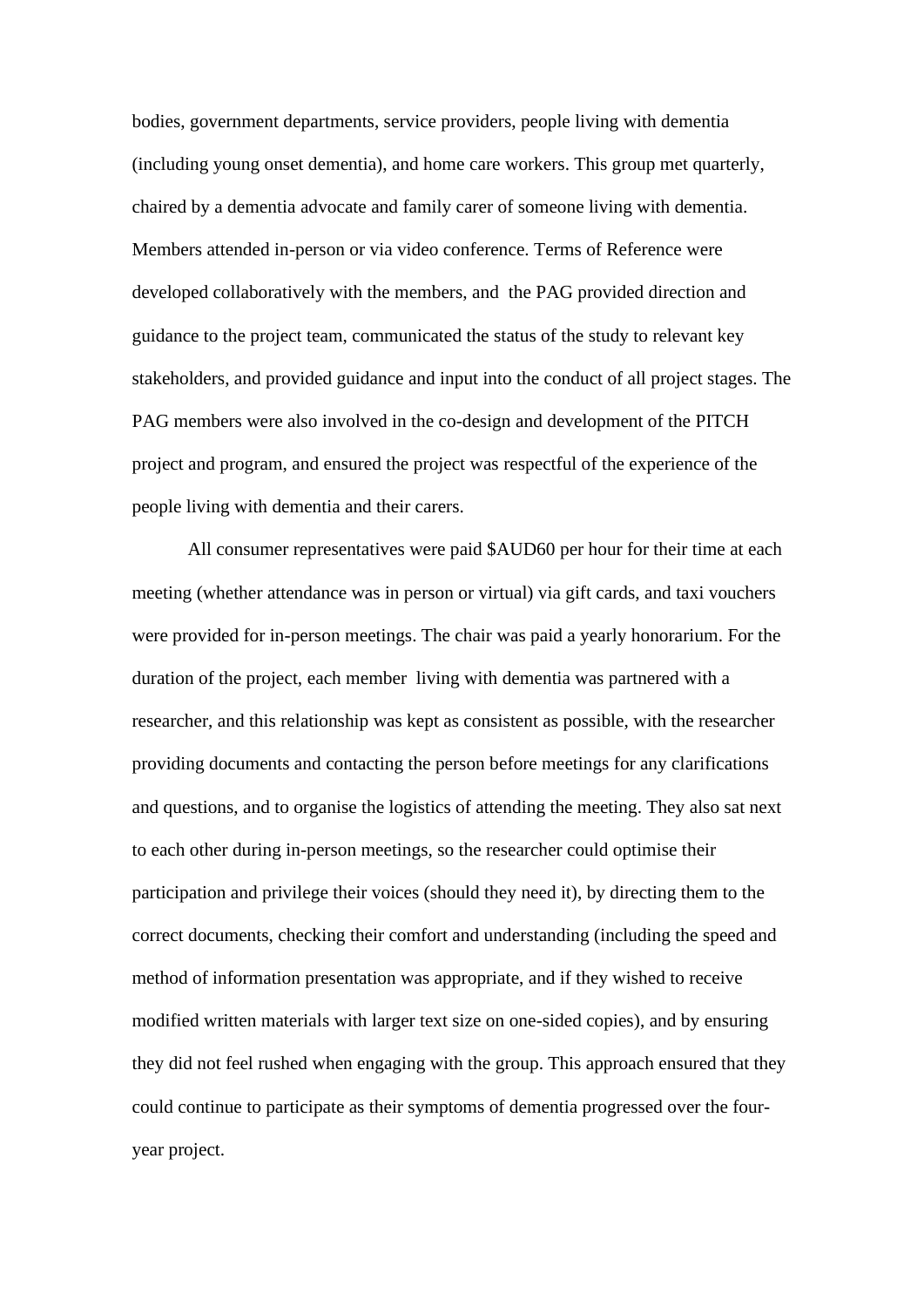bodies, government departments, service providers, people living with dementia (including young onset dementia), and home care workers. This group met quarterly, chaired by a dementia advocate and family carer of someone living with dementia. Members attended in-person or via video conference. Terms of Reference were developed collaboratively with the members, and the PAG provided direction and guidance to the project team, communicated the status of the study to relevant key stakeholders, and provided guidance and input into the conduct of all project stages. The PAG members were also involved in the co-design and development of the PITCH project and program, and ensured the project was respectful of the experience of the people living with dementia and their carers.

All consumer representatives were paid $AUD60 per hour for their time at each meeting (whether attendance was in person or virtual) via gift cards, and taxi vouchers were provided for in-person meetings. The chair was paid a yearly honorarium. For the duration of the project, each member living with dementia was partnered with a researcher, and this relationship was kept as consistent as possible, with the researcher providing documents and contacting the person before meetings for any clarifications and questions, and to organise the logistics of attending the meeting. They also sat next to each other during in-person meetings, so the researcher could optimise their participation and privilege their voices (should they need it), by directing them to the correct documents, checking their comfort and understanding (including the speed and method of information presentation was appropriate, and if they wished to receive modified written materials with larger text size on one-sided copies), and by ensuring they did not feel rushed when engaging with the group. This approach ensured that they could continue to participate as their symptoms of dementia progressed over the four-year project.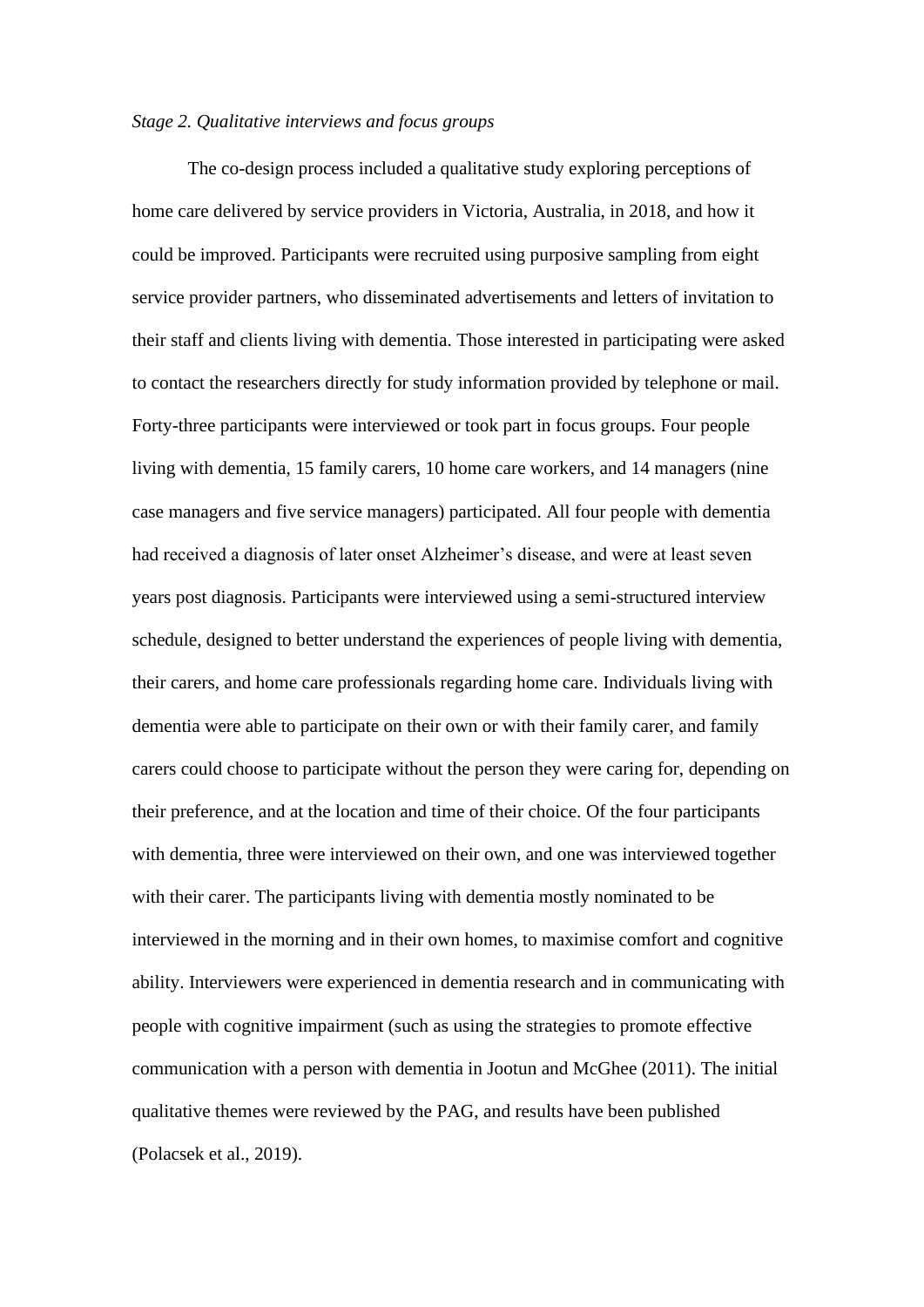*Stage 2. Qualitative interviews and focus groups*

The co-design process included a qualitative study exploring perceptions of home care delivered by service providers in Victoria, Australia, in 2018, and how it could be improved. Participants were recruited using purposive sampling from eight service provider partners, who disseminated advertisements and letters of invitation to their staff and clients living with dementia. Those interested in participating were asked to contact the researchers directly for study information provided by telephone or mail. Forty-three participants were interviewed or took part in focus groups. Four people living with dementia, 15 family carers, 10 home care workers, and 14 managers (nine case managers and five service managers) participated. All four people with dementia had received a diagnosis of later onset Alzheimer's disease, and were at least seven years post diagnosis. Participants were interviewed using a semi-structured interview schedule, designed to better understand the experiences of people living with dementia, their carers, and home care professionals regarding home care. Individuals living with dementia were able to participate on their own or with their family carer, and family carers could choose to participate without the person they were caring for, depending on their preference, and at the location and time of their choice. Of the four participants with dementia, three were interviewed on their own, and one was interviewed together with their carer. The participants living with dementia mostly nominated to be interviewed in the morning and in their own homes, to maximise comfort and cognitive ability. Interviewers were experienced in dementia research and in communicating with people with cognitive impairment (such as using the strategies to promote effective communication with a person with dementia in Jootun and McGhee (2011). The initial qualitative themes were reviewed by the PAG, and results have been published (Polacsek et al., 2019).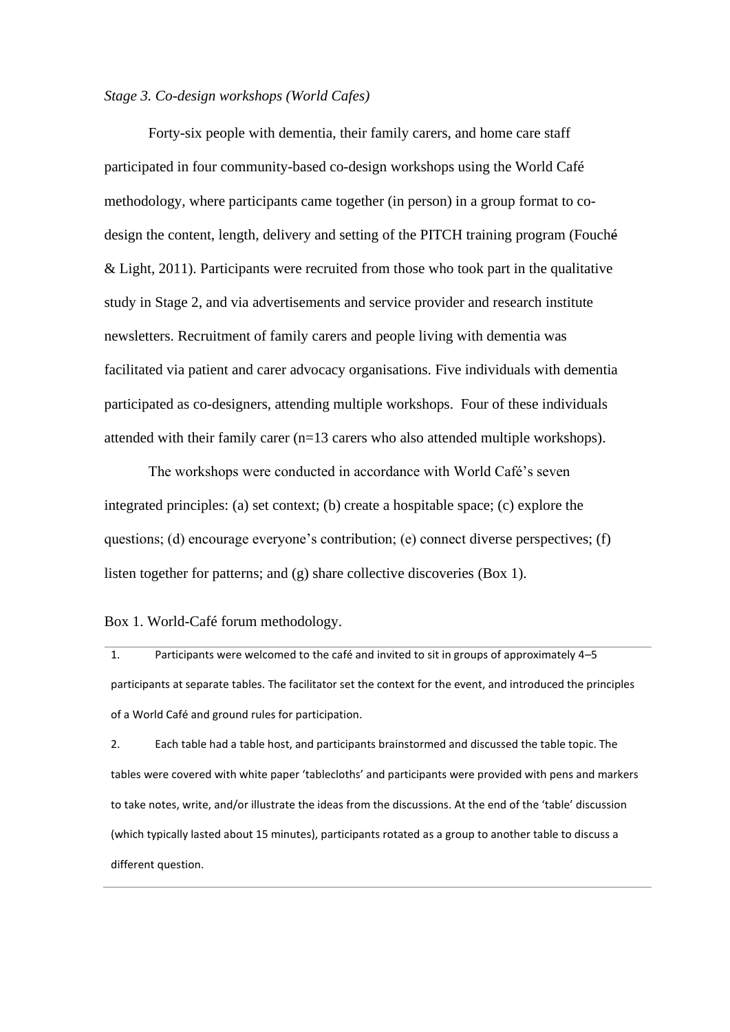*Stage 3. Co-design workshops (World Cafes)*

Forty-six people with dementia, their family carers, and home care staff participated in four community-based co-design workshops using the World Café methodology, where participants came together (in person) in a group format to co-design the content, length, delivery and setting of the PITCH training program (Fouché & Light, 2011). Participants were recruited from those who took part in the qualitative study in Stage 2, and via advertisements and service provider and research institute newsletters. Recruitment of family carers and people living with dementia was facilitated via patient and carer advocacy organisations. Five individuals with dementia participated as co-designers, attending multiple workshops. Four of these individuals attended with their family carer (n=13 carers who also attended multiple workshops).

The workshops were conducted in accordance with World Café's seven integrated principles: (a) set context; (b) create a hospitable space; (c) explore the questions; (d) encourage everyone's contribution; (e) connect diverse perspectives; (f) listen together for patterns; and (g) share collective discoveries (Box 1).

Box 1. World-Café forum methodology.

1. Participants were welcomed to the café and invited to sit in groups of approximately 4–5 participants at separate tables. The facilitator set the context for the event, and introduced the principles of a World Café and ground rules for participation.
2. Each table had a table host, and participants brainstormed and discussed the table topic. The tables were covered with white paper 'tablecloths' and participants were provided with pens and markers to take notes, write, and/or illustrate the ideas from the discussions. At the end of the 'table' discussion (which typically lasted about 15 minutes), participants rotated as a group to another table to discuss a different question.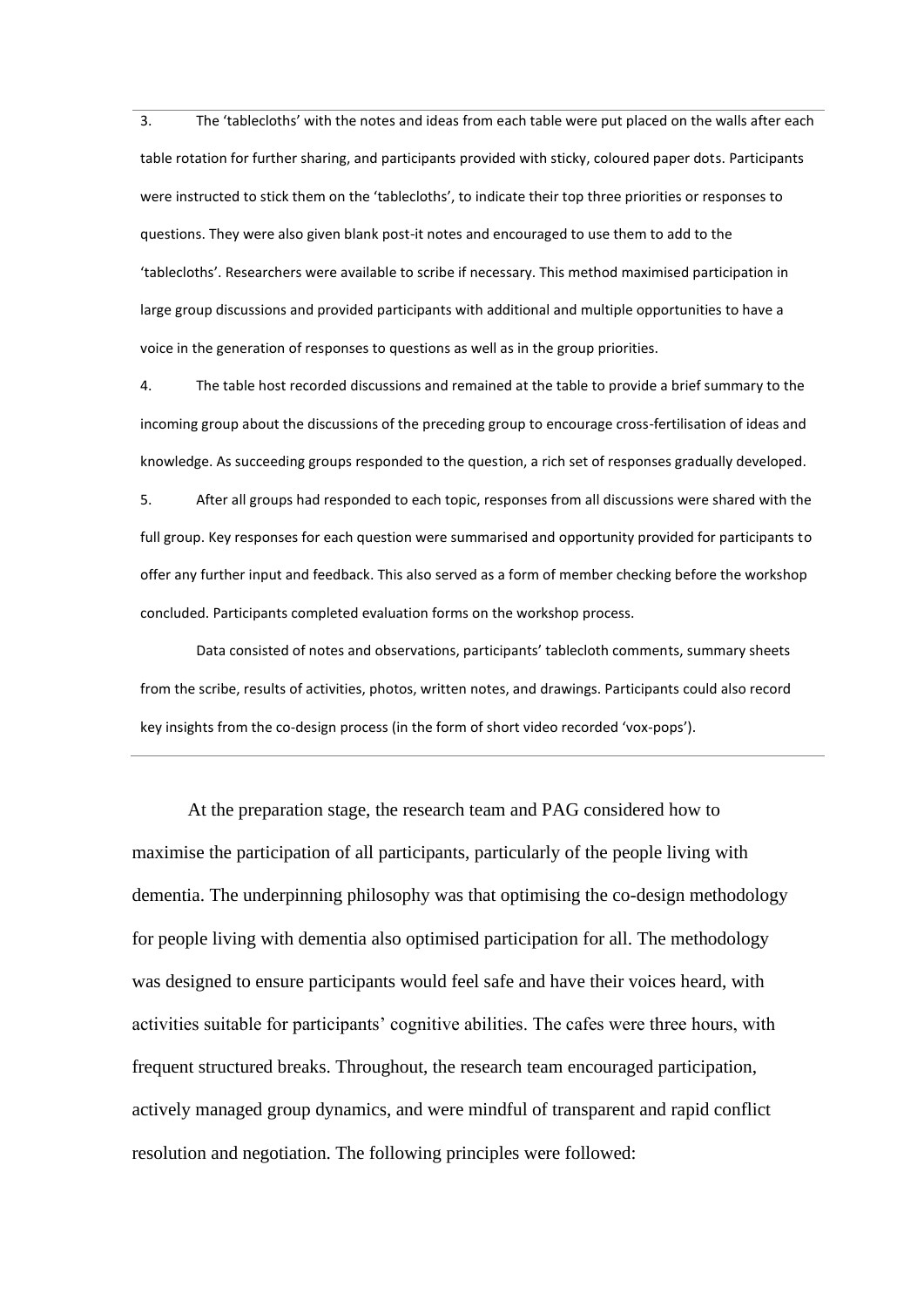3. The 'tablecloths' with the notes and ideas from each table were put placed on the walls after each table rotation for further sharing, and participants provided with sticky, coloured paper dots. Participants were instructed to stick them on the 'tablecloths', to indicate their top three priorities or responses to questions. They were also given blank post-it notes and encouraged to use them to add to the 'tablecloths'. Researchers were available to scribe if necessary. This method maximised participation in large group discussions and provided participants with additional and multiple opportunities to have a voice in the generation of responses to questions as well as in the group priorities.

4. The table host recorded discussions and remained at the table to provide a brief summary to the incoming group about the discussions of the preceding group to encourage cross-fertilisation of ideas and knowledge. As succeeding groups responded to the question, a rich set of responses gradually developed.

5. After all groups had responded to each topic, responses from all discussions were shared with the full group. Key responses for each question were summarised and opportunity provided for participants to offer any further input and feedback. This also served as a form of member checking before the workshop concluded. Participants completed evaluation forms on the workshop process.

Data consisted of notes and observations, participants' tablecloth comments, summary sheets from the scribe, results of activities, photos, written notes, and drawings. Participants could also record key insights from the co-design process (in the form of short video recorded 'vox-pops').

---

At the preparation stage, the research team and PAG considered how to maximise the participation of all participants, particularly of the people living with dementia. The underpinning philosophy was that optimising the co-design methodology for people living with dementia also optimised participation for all. The methodology was designed to ensure participants would feel safe and have their voices heard, with activities suitable for participants' cognitive abilities. The cafes were three hours, with frequent structured breaks. Throughout, the research team encouraged participation, actively managed group dynamics, and were mindful of transparent and rapid conflict resolution and negotiation. The following principles were followed: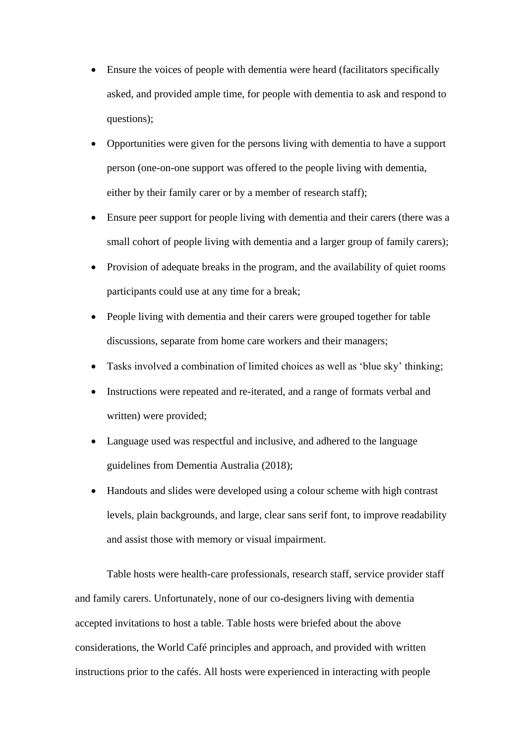- Ensure the voices of people with dementia were heard (facilitators specifically asked, and provided ample time, for people with dementia to ask and respond to questions);
- Opportunities were given for the persons living with dementia to have a support person (one-on-one support was offered to the people living with dementia, either by their family carer or by a member of research staff);
- Ensure peer support for people living with dementia and their carers (there was a small cohort of people living with dementia and a larger group of family carers);
- Provision of adequate breaks in the program, and the availability of quiet rooms participants could use at any time for a break;
- People living with dementia and their carers were grouped together for table discussions, separate from home care workers and their managers;
- Tasks involved a combination of limited choices as well as 'blue sky' thinking;
- Instructions were repeated and re-iterated, and a range of formats verbal and written) were provided;
- Language used was respectful and inclusive, and adhered to the language guidelines from Dementia Australia (2018);
- Handouts and slides were developed using a colour scheme with high contrast levels, plain backgrounds, and large, clear sans serif font, to improve readability and assist those with memory or visual impairment.

Table hosts were health-care professionals, research staff, service provider staff and family carers. Unfortunately, none of our co-designers living with dementia accepted invitations to host a table. Table hosts were briefed about the above considerations, the World Café principles and approach, and provided with written instructions prior to the cafés. All hosts were experienced in interacting with people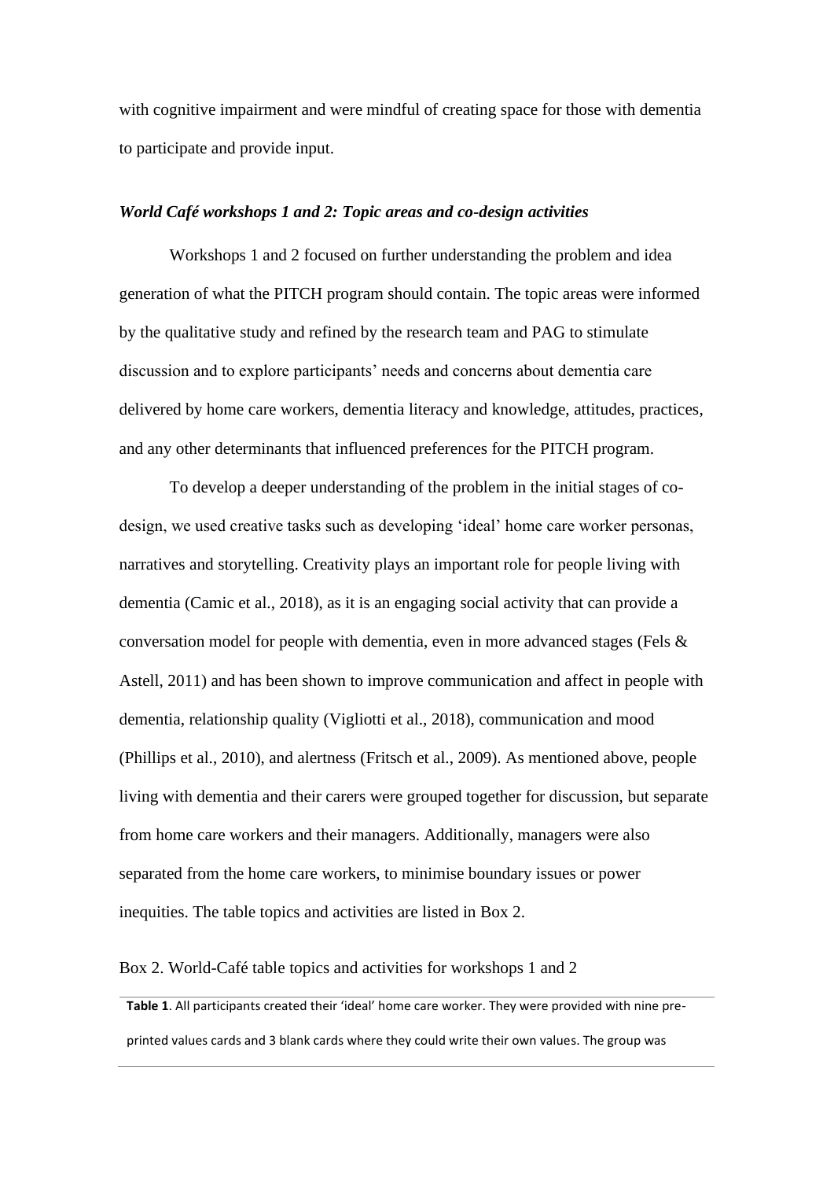with cognitive impairment and were mindful of creating space for those with dementia to participate and provide input.

### *World Café workshops 1 and 2: Topic areas and co-design activities*

Workshops 1 and 2 focused on further understanding the problem and idea generation of what the PITCH program should contain. The topic areas were informed by the qualitative study and refined by the research team and PAG to stimulate discussion and to explore participants' needs and concerns about dementia care delivered by home care workers, dementia literacy and knowledge, attitudes, practices, and any other determinants that influenced preferences for the PITCH program.

To develop a deeper understanding of the problem in the initial stages of co-design, we used creative tasks such as developing 'ideal' home care worker personas, narratives and storytelling. Creativity plays an important role for people living with dementia (Camic et al., 2018), as it is an engaging social activity that can provide a conversation model for people with dementia, even in more advanced stages (Fels & Astell, 2011) and has been shown to improve communication and affect in people with dementia, relationship quality (Vigliotti et al., 2018), communication and mood (Phillips et al., 2010), and alertness (Fritsch et al., 2009). As mentioned above, people living with dementia and their carers were grouped together for discussion, but separate from home care workers and their managers. Additionally, managers were also separated from the home care workers, to minimise boundary issues or power inequities. The table topics and activities are listed in Box 2.

Box 2. World-Café table topics and activities for workshops 1 and 2

| **Table 1**. All participants created their 'ideal' home care worker. They were provided with nine pre-printed values cards and 3 blank cards where they could write their own values. The group was |
|---|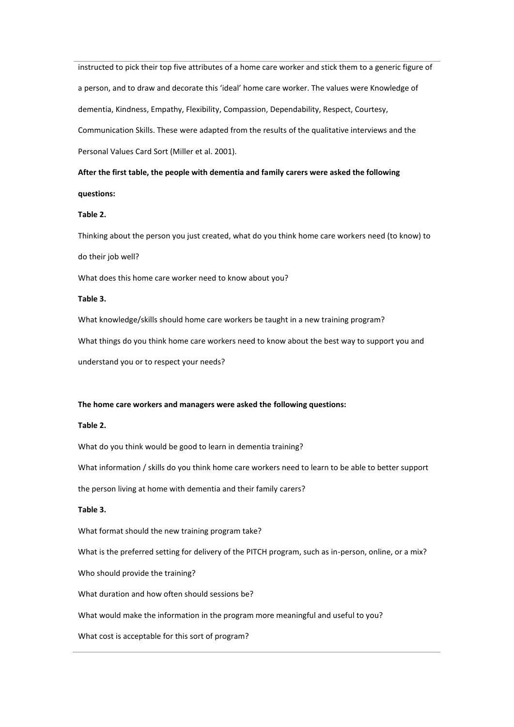instructed to pick their top five attributes of a home care worker and stick them to a generic figure of a person, and to draw and decorate this 'ideal' home care worker. The values were Knowledge of dementia, Kindness, Empathy, Flexibility, Compassion, Dependability, Respect, Courtesy, Communication Skills. These were adapted from the results of the qualitative interviews and the Personal Values Card Sort (Miller et al. 2001).

**After the first table, the people with dementia and family carers were asked the following questions:**

**Table 2.**

Thinking about the person you just created, what do you think home care workers need (to know) to do their job well?

What does this home care worker need to know about you?

**Table 3.**

What knowledge/skills should home care workers be taught in a new training program?

What things do you think home care workers need to know about the best way to support you and understand you or to respect your needs?

**The home care workers and managers were asked the following questions:**

**Table 2.**

What do you think would be good to learn in dementia training?

What information / skills do you think home care workers need to learn to be able to better support the person living at home with dementia and their family carers?

**Table 3.**

What format should the new training program take?

What is the preferred setting for delivery of the PITCH program, such as in-person, online, or a mix?

Who should provide the training?

What duration and how often should sessions be?

What would make the information in the program more meaningful and useful to you?

What cost is acceptable for this sort of program?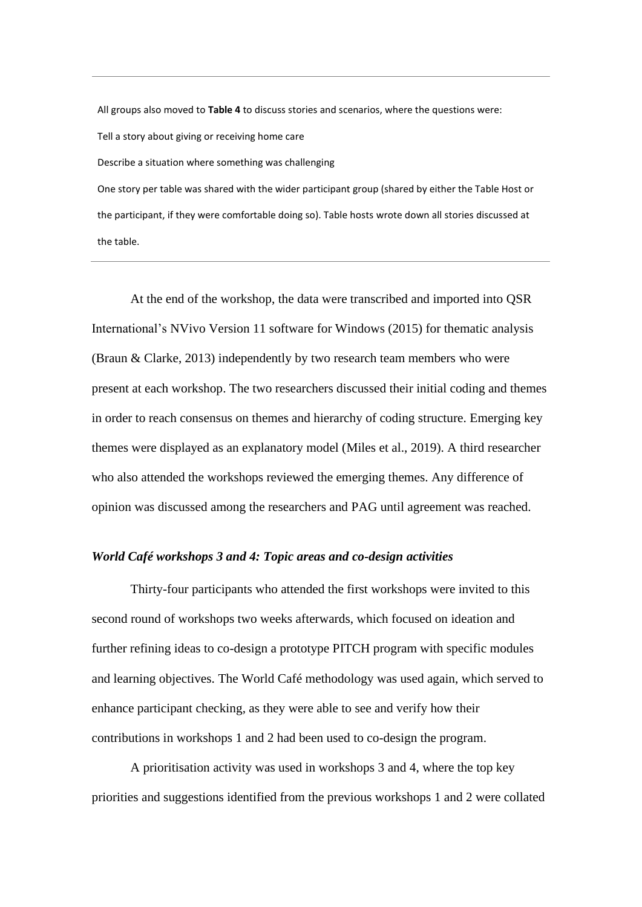All groups also moved to **Table 4** to discuss stories and scenarios, where the questions were:

Tell a story about giving or receiving home care

Describe a situation where something was challenging

One story per table was shared with the wider participant group (shared by either the Table Host or the participant, if they were comfortable doing so). Table hosts wrote down all stories discussed at the table.

At the end of the workshop, the data were transcribed and imported into QSR International's NVivo Version 11 software for Windows (2015) for thematic analysis (Braun & Clarke, 2013) independently by two research team members who were present at each workshop. The two researchers discussed their initial coding and themes in order to reach consensus on themes and hierarchy of coding structure. Emerging key themes were displayed as an explanatory model (Miles et al., 2019). A third researcher who also attended the workshops reviewed the emerging themes. Any difference of opinion was discussed among the researchers and PAG until agreement was reached.

### *World Café workshops 3 and 4: Topic areas and co-design activities*

Thirty-four participants who attended the first workshops were invited to this second round of workshops two weeks afterwards, which focused on ideation and further refining ideas to co-design a prototype PITCH program with specific modules and learning objectives. The World Café methodology was used again, which served to enhance participant checking, as they were able to see and verify how their contributions in workshops 1 and 2 had been used to co-design the program.

A prioritisation activity was used in workshops 3 and 4, where the top key priorities and suggestions identified from the previous workshops 1 and 2 were collated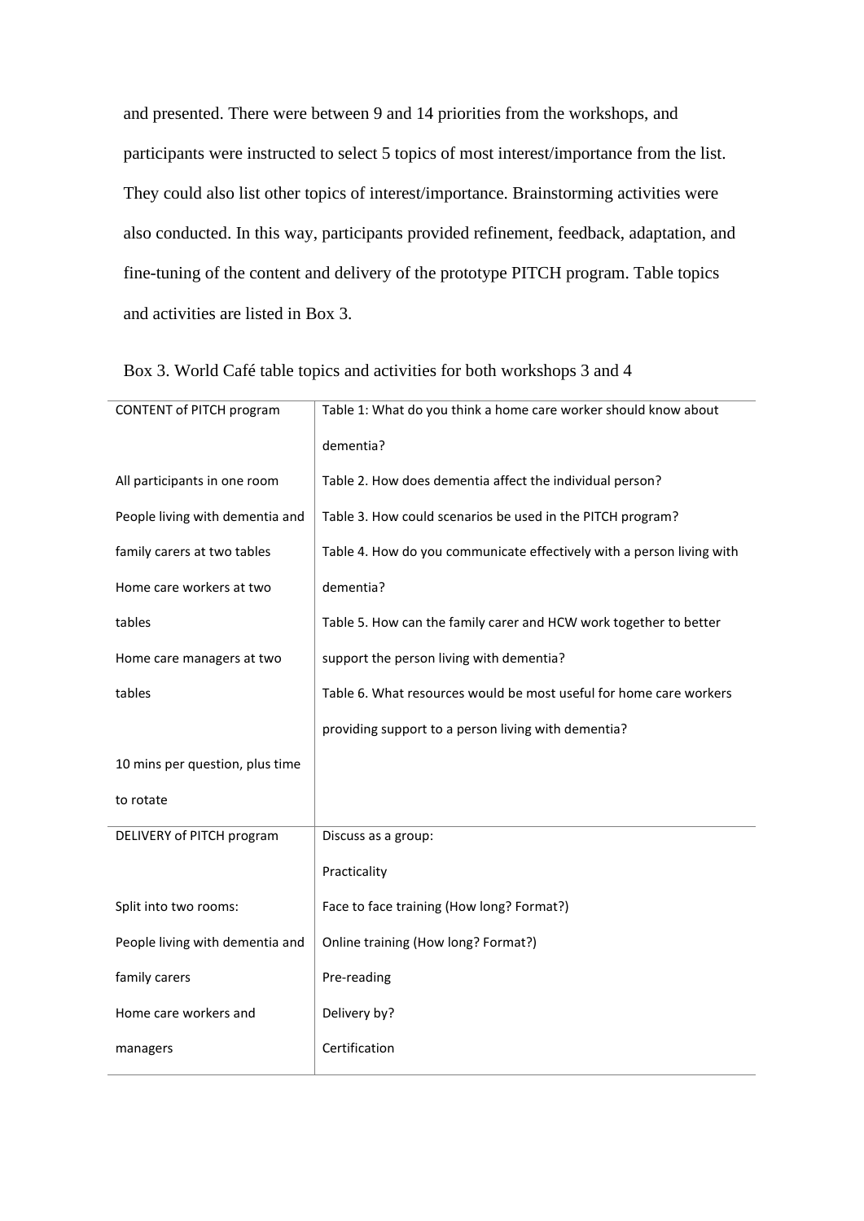and presented. There were between 9 and 14 priorities from the workshops, and participants were instructed to select 5 topics of most interest/importance from the list. They could also list other topics of interest/importance. Brainstorming activities were also conducted. In this way, participants provided refinement, feedback, adaptation, and fine-tuning of the content and delivery of the prototype PITCH program. Table topics and activities are listed in Box 3.

Box 3. World Café table topics and activities for both workshops 3 and 4

| | |
|---|---|
| CONTENT of PITCH program<br><br>All participants in one room<br>People living with dementia and family carers at two tables<br>Home care workers at two tables<br>Home care managers at two tables<br><br>10 mins per question, plus time to rotate | Table 1: What do you think a home care worker should know about dementia?<br>Table 2. How does dementia affect the individual person?<br>Table 3. How could scenarios be used in the PITCH program?<br>Table 4. How do you communicate effectively with a person living with dementia?<br>Table 5. How can the family carer and HCW work together to better support the person living with dementia?<br>Table 6. What resources would be most useful for home care workers providing support to a person living with dementia? |
| DELIVERY of PITCH program<br><br>Split into two rooms:<br>People living with dementia and family carers<br>Home care workers and managers | Discuss as a group:<br>Practicality<br>Face to face training (How long? Format?)<br>Online training (How long? Format?)<br>Pre-reading<br>Delivery by?<br>Certification |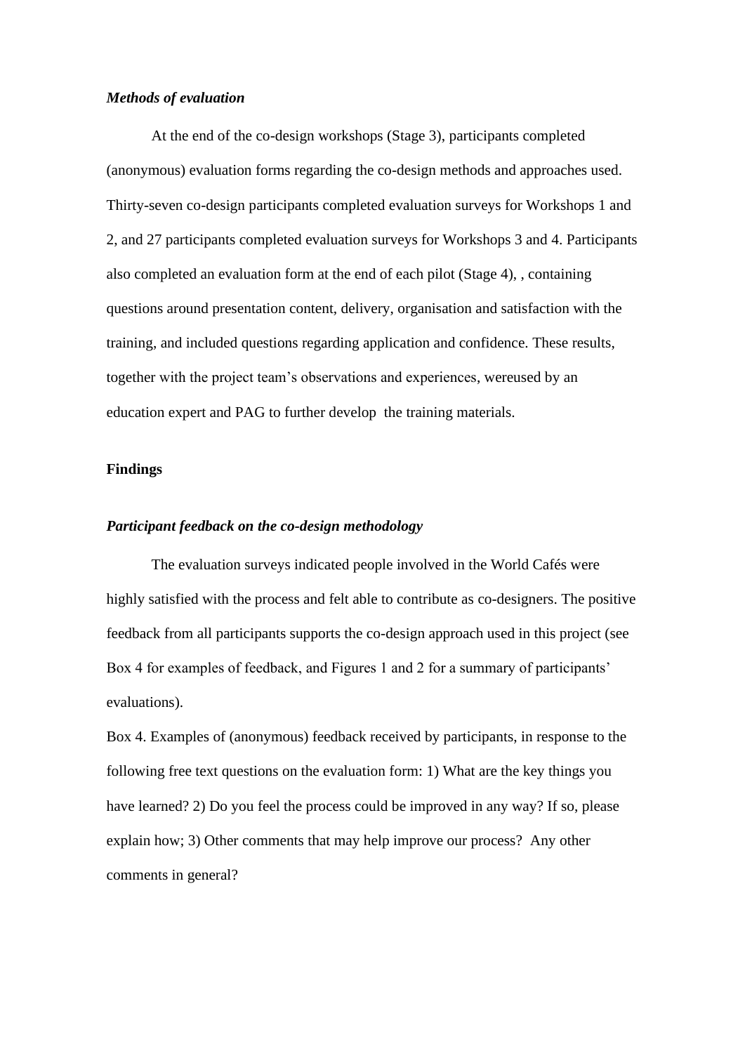### *Methods of evaluation*

At the end of the co-design workshops (Stage 3), participants completed (anonymous) evaluation forms regarding the co-design methods and approaches used. Thirty-seven co-design participants completed evaluation surveys for Workshops 1 and 2, and 27 participants completed evaluation surveys for Workshops 3 and 4. Participants also completed an evaluation form at the end of each pilot (Stage 4), , containing questions around presentation content, delivery, organisation and satisfaction with the training, and included questions regarding application and confidence. These results, together with the project team's observations and experiences, wereused by an education expert and PAG to further develop  the training materials.

## Findings

### *Participant feedback on the co-design methodology*

The evaluation surveys indicated people involved in the World Cafés were highly satisfied with the process and felt able to contribute as co-designers. The positive feedback from all participants supports the co-design approach used in this project (see Box 4 for examples of feedback, and Figures 1 and 2 for a summary of participants' evaluations).

Box 4. Examples of (anonymous) feedback received by participants, in response to the following free text questions on the evaluation form: 1) What are the key things you have learned? 2) Do you feel the process could be improved in any way? If so, please explain how; 3) Other comments that may help improve our process?  Any other comments in general?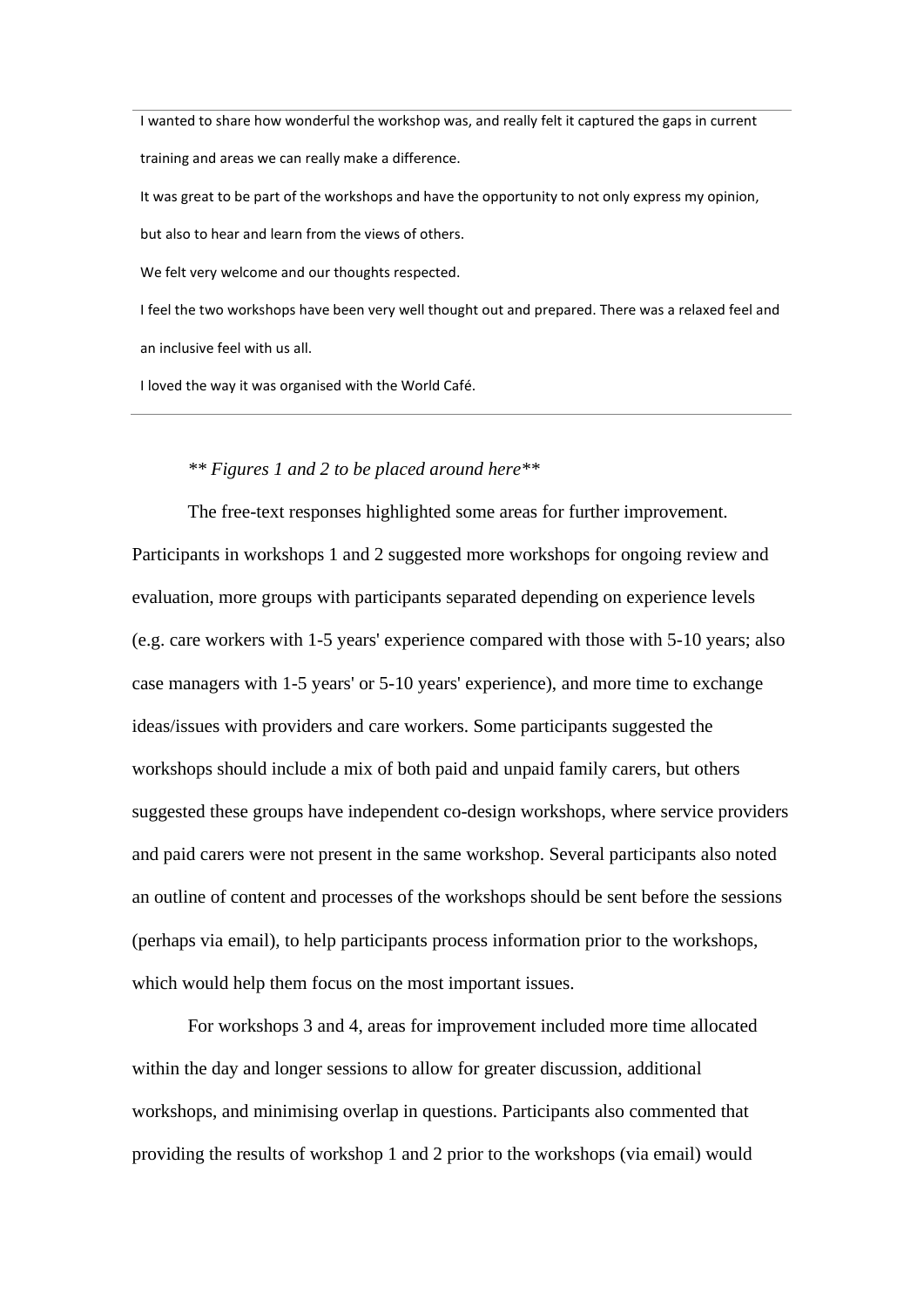I wanted to share how wonderful the workshop was, and really felt it captured the gaps in current training and areas we can really make a difference.

It was great to be part of the workshops and have the opportunity to not only express my opinion, but also to hear and learn from the views of others.

We felt very welcome and our thoughts respected.

I feel the two workshops have been very well thought out and prepared. There was a relaxed feel and an inclusive feel with us all.

I loved the way it was organised with the World Café.

*** Figures 1 and 2 to be placed around here***

The free-text responses highlighted some areas for further improvement. Participants in workshops 1 and 2 suggested more workshops for ongoing review and evaluation, more groups with participants separated depending on experience levels (e.g. care workers with 1-5 years' experience compared with those with 5-10 years; also case managers with 1-5 years' or 5-10 years' experience), and more time to exchange ideas/issues with providers and care workers. Some participants suggested the workshops should include a mix of both paid and unpaid family carers, but others suggested these groups have independent co-design workshops, where service providers and paid carers were not present in the same workshop. Several participants also noted an outline of content and processes of the workshops should be sent before the sessions (perhaps via email), to help participants process information prior to the workshops, which would help them focus on the most important issues.

For workshops 3 and 4, areas for improvement included more time allocated within the day and longer sessions to allow for greater discussion, additional workshops, and minimising overlap in questions. Participants also commented that providing the results of workshop 1 and 2 prior to the workshops (via email) would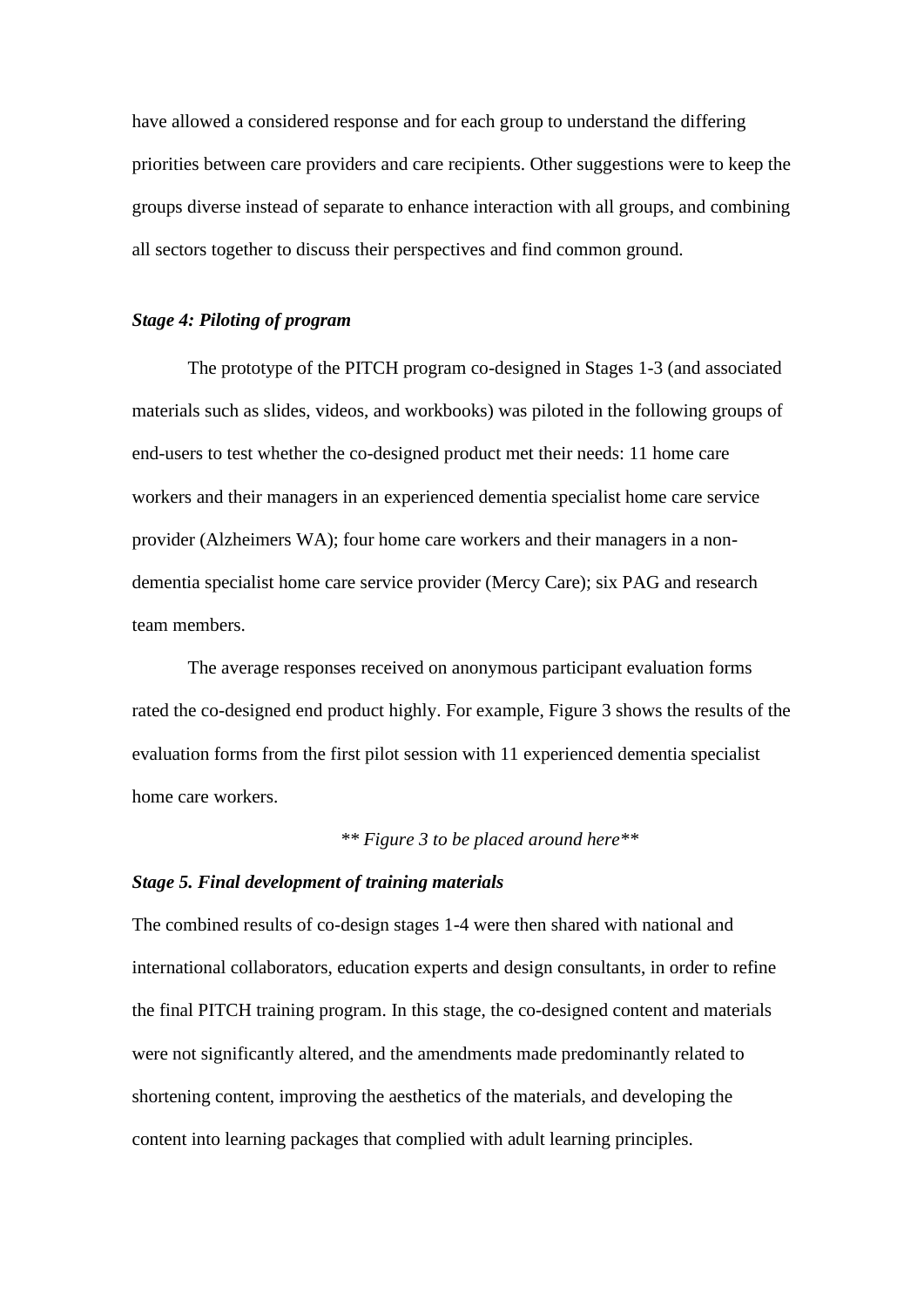have allowed a considered response and for each group to understand the differing priorities between care providers and care recipients. Other suggestions were to keep the groups diverse instead of separate to enhance interaction with all groups, and combining all sectors together to discuss their perspectives and find common ground.

***Stage 4: Piloting of program***

The prototype of the PITCH program co-designed in Stages 1-3 (and associated materials such as slides, videos, and workbooks) was piloted in the following groups of end-users to test whether the co-designed product met their needs: 11 home care workers and their managers in an experienced dementia specialist home care service provider (Alzheimers WA); four home care workers and their managers in a non-dementia specialist home care service provider (Mercy Care); six PAG and research team members.

The average responses received on anonymous participant evaluation forms rated the co-designed end product highly. For example, Figure 3 shows the results of the evaluation forms from the first pilot session with 11 experienced dementia specialist home care workers.

*\*\* Figure 3 to be placed around here\*\**

***Stage 5. Final development of training materials***

The combined results of co-design stages 1-4 were then shared with national and international collaborators, education experts and design consultants, in order to refine the final PITCH training program. In this stage, the co-designed content and materials were not significantly altered, and the amendments made predominantly related to shortening content, improving the aesthetics of the materials, and developing the content into learning packages that complied with adult learning principles.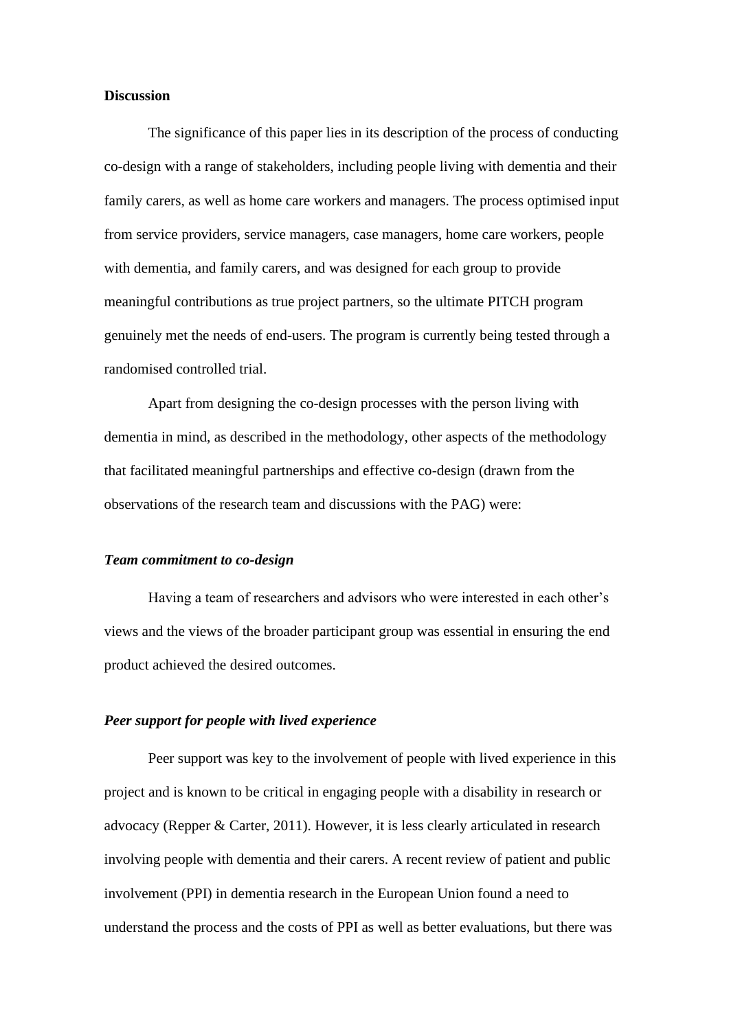**Discussion**

The significance of this paper lies in its description of the process of conducting co-design with a range of stakeholders, including people living with dementia and their family carers, as well as home care workers and managers. The process optimised input from service providers, service managers, case managers, home care workers, people with dementia, and family carers, and was designed for each group to provide meaningful contributions as true project partners, so the ultimate PITCH program genuinely met the needs of end-users. The program is currently being tested through a randomised controlled trial.

Apart from designing the co-design processes with the person living with dementia in mind, as described in the methodology, other aspects of the methodology that facilitated meaningful partnerships and effective co-design (drawn from the observations of the research team and discussions with the PAG) were:

***Team commitment to co-design***

Having a team of researchers and advisors who were interested in each other's views and the views of the broader participant group was essential in ensuring the end product achieved the desired outcomes.

***Peer support for people with lived experience***

Peer support was key to the involvement of people with lived experience in this project and is known to be critical in engaging people with a disability in research or advocacy (Repper & Carter, 2011). However, it is less clearly articulated in research involving people with dementia and their carers. A recent review of patient and public involvement (PPI) in dementia research in the European Union found a need to understand the process and the costs of PPI as well as better evaluations, but there was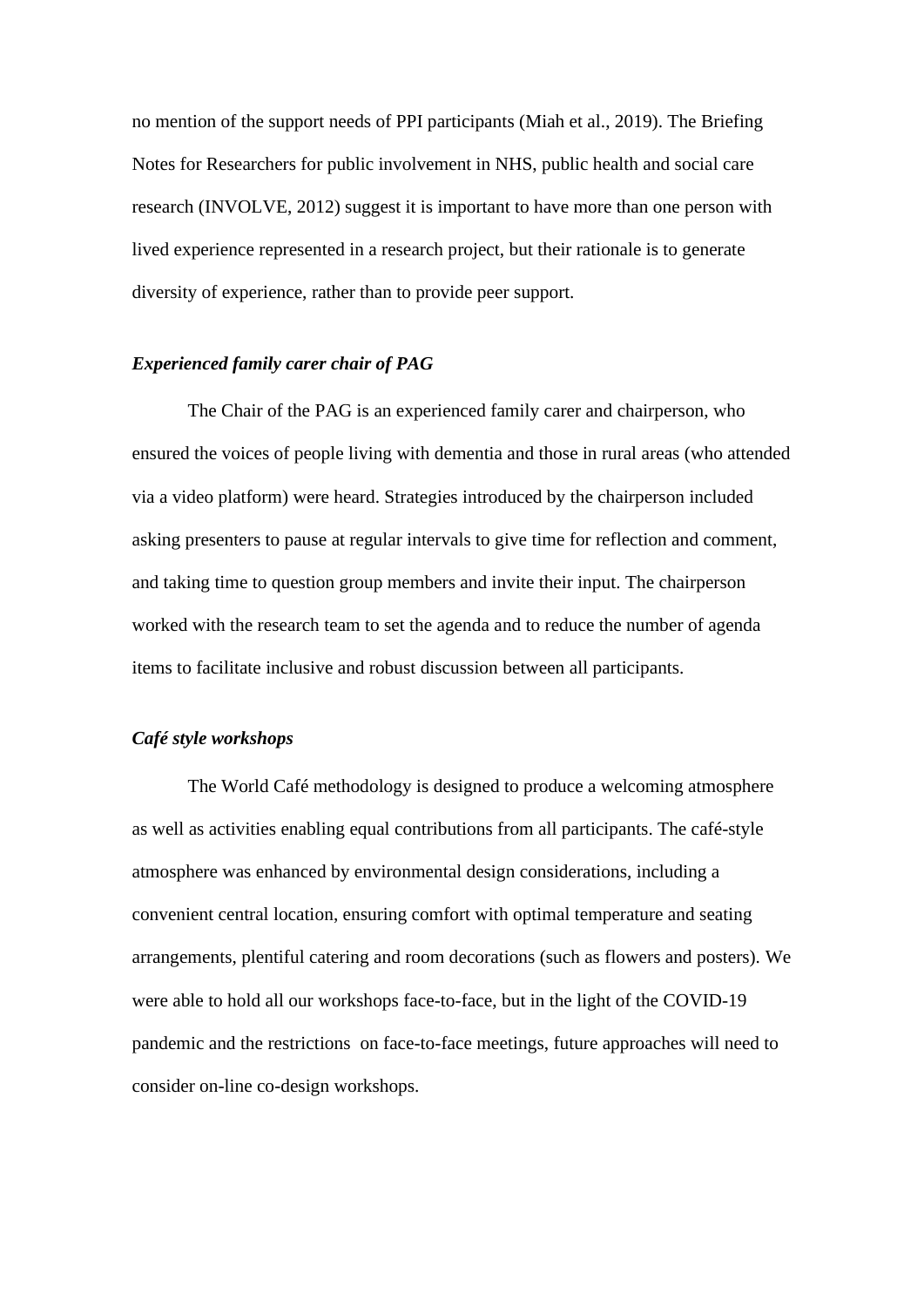no mention of the support needs of PPI participants (Miah et al., 2019). The Briefing Notes for Researchers for public involvement in NHS, public health and social care research (INVOLVE, 2012) suggest it is important to have more than one person with lived experience represented in a research project, but their rationale is to generate diversity of experience, rather than to provide peer support.

### *Experienced family carer chair of PAG*

The Chair of the PAG is an experienced family carer and chairperson, who ensured the voices of people living with dementia and those in rural areas (who attended via a video platform) were heard. Strategies introduced by the chairperson included asking presenters to pause at regular intervals to give time for reflection and comment, and taking time to question group members and invite their input. The chairperson worked with the research team to set the agenda and to reduce the number of agenda items to facilitate inclusive and robust discussion between all participants.

### *Café style workshops*

The World Café methodology is designed to produce a welcoming atmosphere as well as activities enabling equal contributions from all participants. The café-style atmosphere was enhanced by environmental design considerations, including a convenient central location, ensuring comfort with optimal temperature and seating arrangements, plentiful catering and room decorations (such as flowers and posters). We were able to hold all our workshops face-to-face, but in the light of the COVID-19 pandemic and the restrictions on face-to-face meetings, future approaches will need to consider on-line co-design workshops.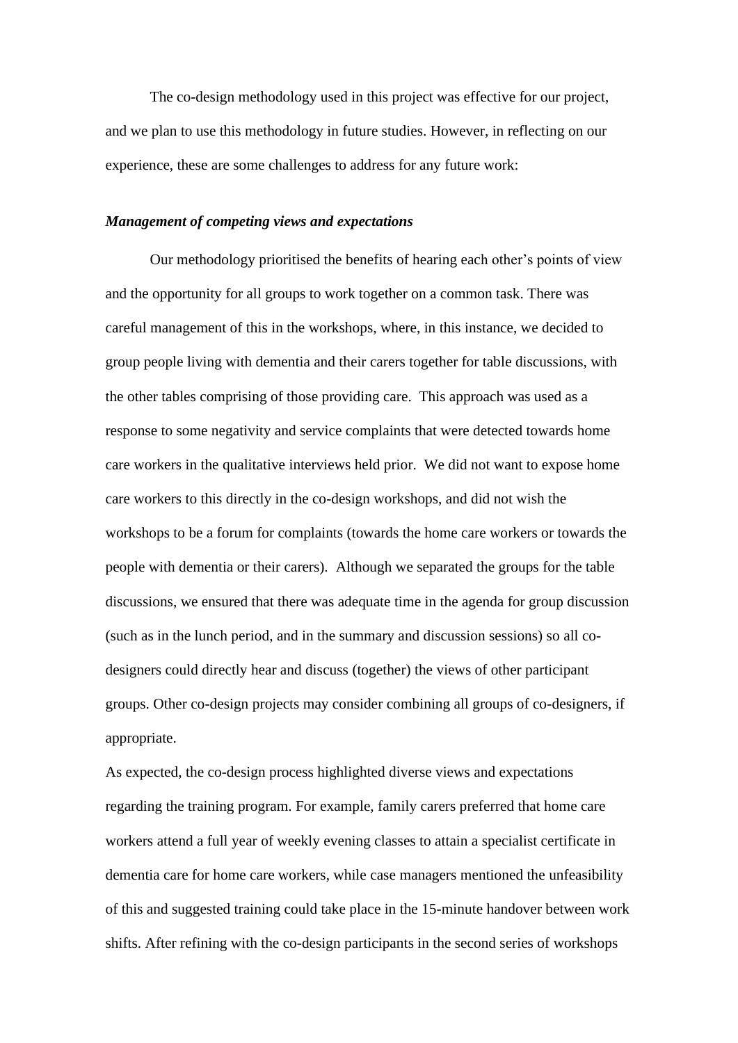The co-design methodology used in this project was effective for our project, and we plan to use this methodology in future studies. However, in reflecting on our experience, these are some challenges to address for any future work:

***Management of competing views and expectations***

Our methodology prioritised the benefits of hearing each other's points of view and the opportunity for all groups to work together on a common task. There was careful management of this in the workshops, where, in this instance, we decided to group people living with dementia and their carers together for table discussions, with the other tables comprising of those providing care. This approach was used as a response to some negativity and service complaints that were detected towards home care workers in the qualitative interviews held prior. We did not want to expose home care workers to this directly in the co-design workshops, and did not wish the workshops to be a forum for complaints (towards the home care workers or towards the people with dementia or their carers). Although we separated the groups for the table discussions, we ensured that there was adequate time in the agenda for group discussion (such as in the lunch period, and in the summary and discussion sessions) so all co-designers could directly hear and discuss (together) the views of other participant groups. Other co-design projects may consider combining all groups of co-designers, if appropriate.

As expected, the co-design process highlighted diverse views and expectations regarding the training program. For example, family carers preferred that home care workers attend a full year of weekly evening classes to attain a specialist certificate in dementia care for home care workers, while case managers mentioned the unfeasibility of this and suggested training could take place in the 15-minute handover between work shifts. After refining with the co-design participants in the second series of workshops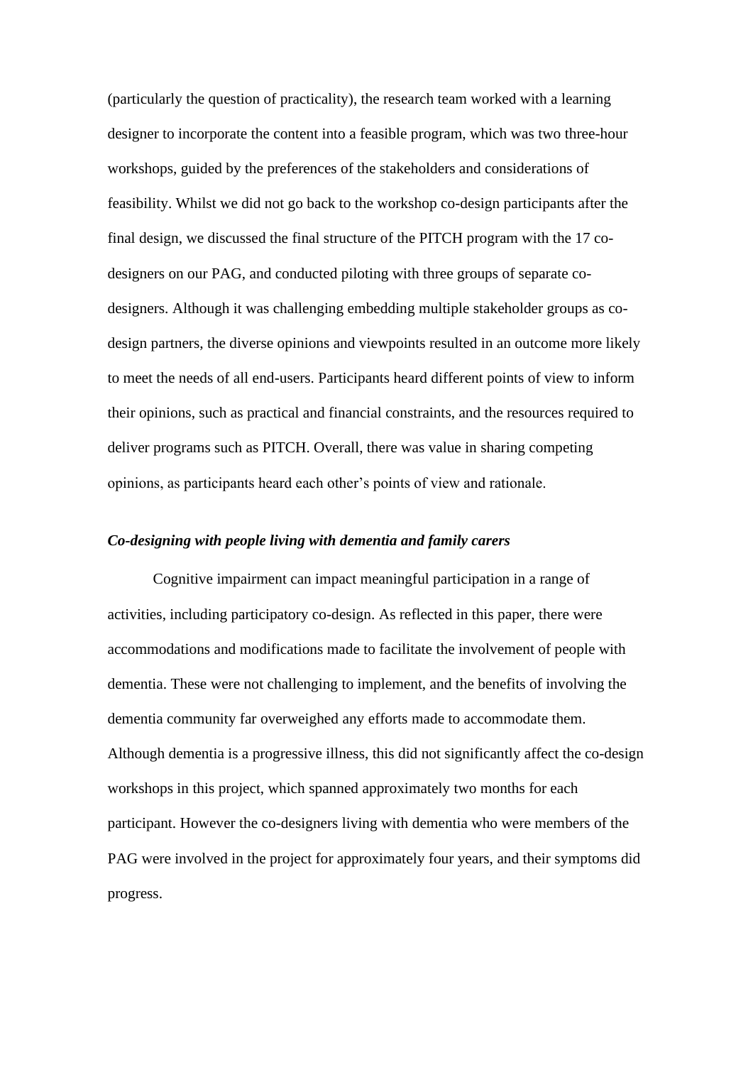(particularly the question of practicality), the research team worked with a learning designer to incorporate the content into a feasible program, which was two three-hour workshops, guided by the preferences of the stakeholders and considerations of feasibility. Whilst we did not go back to the workshop co-design participants after the final design, we discussed the final structure of the PITCH program with the 17 co-designers on our PAG, and conducted piloting with three groups of separate co-designers. Although it was challenging embedding multiple stakeholder groups as co-design partners, the diverse opinions and viewpoints resulted in an outcome more likely to meet the needs of all end-users. Participants heard different points of view to inform their opinions, such as practical and financial constraints, and the resources required to deliver programs such as PITCH. Overall, there was value in sharing competing opinions, as participants heard each other's points of view and rationale.

***Co-designing with people living with dementia and family carers***

Cognitive impairment can impact meaningful participation in a range of activities, including participatory co-design. As reflected in this paper, there were accommodations and modifications made to facilitate the involvement of people with dementia. These were not challenging to implement, and the benefits of involving the dementia community far overweighed any efforts made to accommodate them. Although dementia is a progressive illness, this did not significantly affect the co-design workshops in this project, which spanned approximately two months for each participant. However the co-designers living with dementia who were members of the PAG were involved in the project for approximately four years, and their symptoms did progress.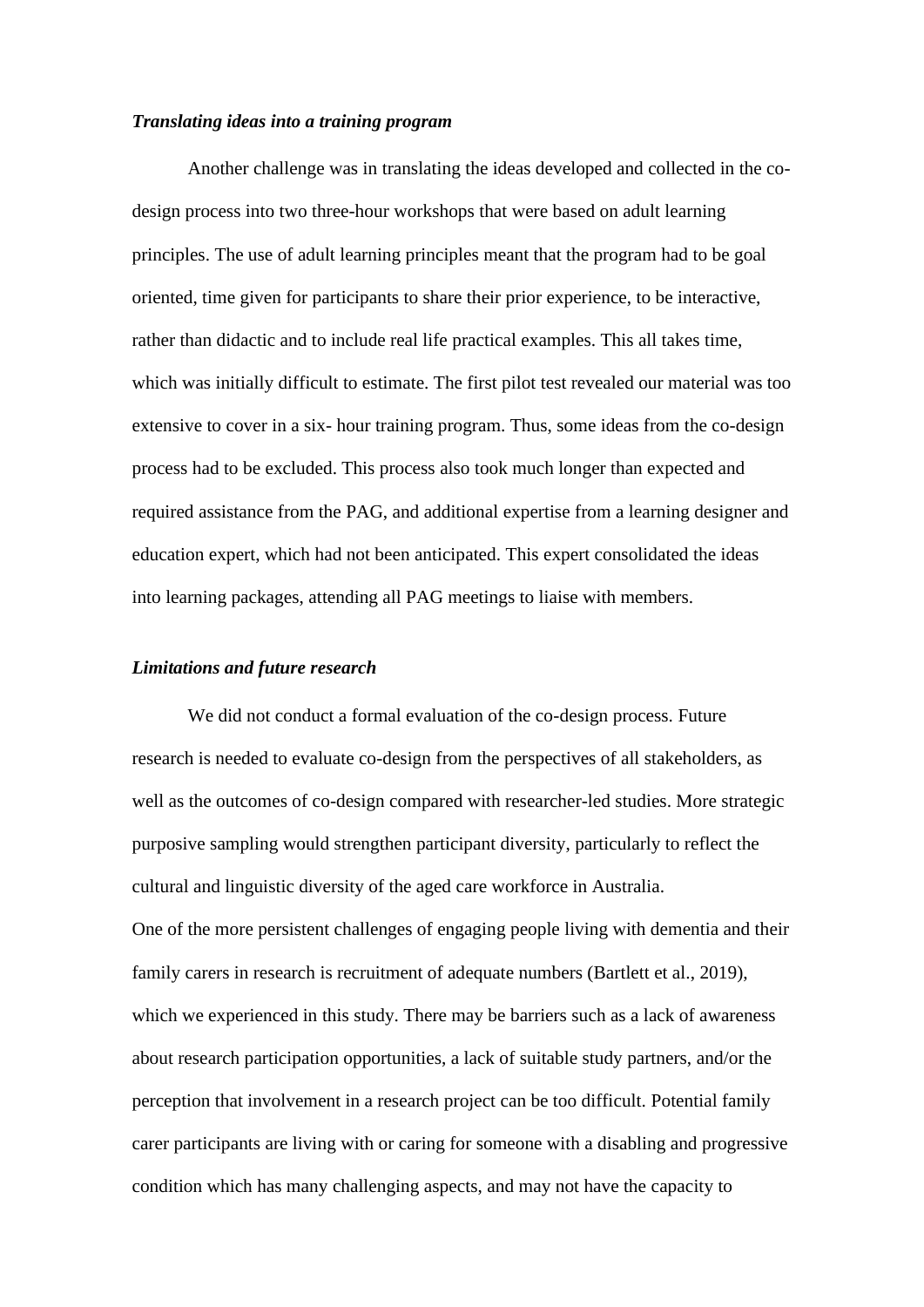***Translating ideas into a training program***

Another challenge was in translating the ideas developed and collected in the co-design process into two three-hour workshops that were based on adult learning principles. The use of adult learning principles meant that the program had to be goal oriented, time given for participants to share their prior experience, to be interactive, rather than didactic and to include real life practical examples. This all takes time, which was initially difficult to estimate. The first pilot test revealed our material was too extensive to cover in a six- hour training program. Thus, some ideas from the co-design process had to be excluded. This process also took much longer than expected and required assistance from the PAG, and additional expertise from a learning designer and education expert, which had not been anticipated. This expert consolidated the ideas into learning packages, attending all PAG meetings to liaise with members.

***Limitations and future research***

We did not conduct a formal evaluation of the co-design process. Future research is needed to evaluate co-design from the perspectives of all stakeholders, as well as the outcomes of co-design compared with researcher-led studies. More strategic purposive sampling would strengthen participant diversity, particularly to reflect the cultural and linguistic diversity of the aged care workforce in Australia.

One of the more persistent challenges of engaging people living with dementia and their family carers in research is recruitment of adequate numbers (Bartlett et al., 2019), which we experienced in this study. There may be barriers such as a lack of awareness about research participation opportunities, a lack of suitable study partners, and/or the perception that involvement in a research project can be too difficult. Potential family carer participants are living with or caring for someone with a disabling and progressive condition which has many challenging aspects, and may not have the capacity to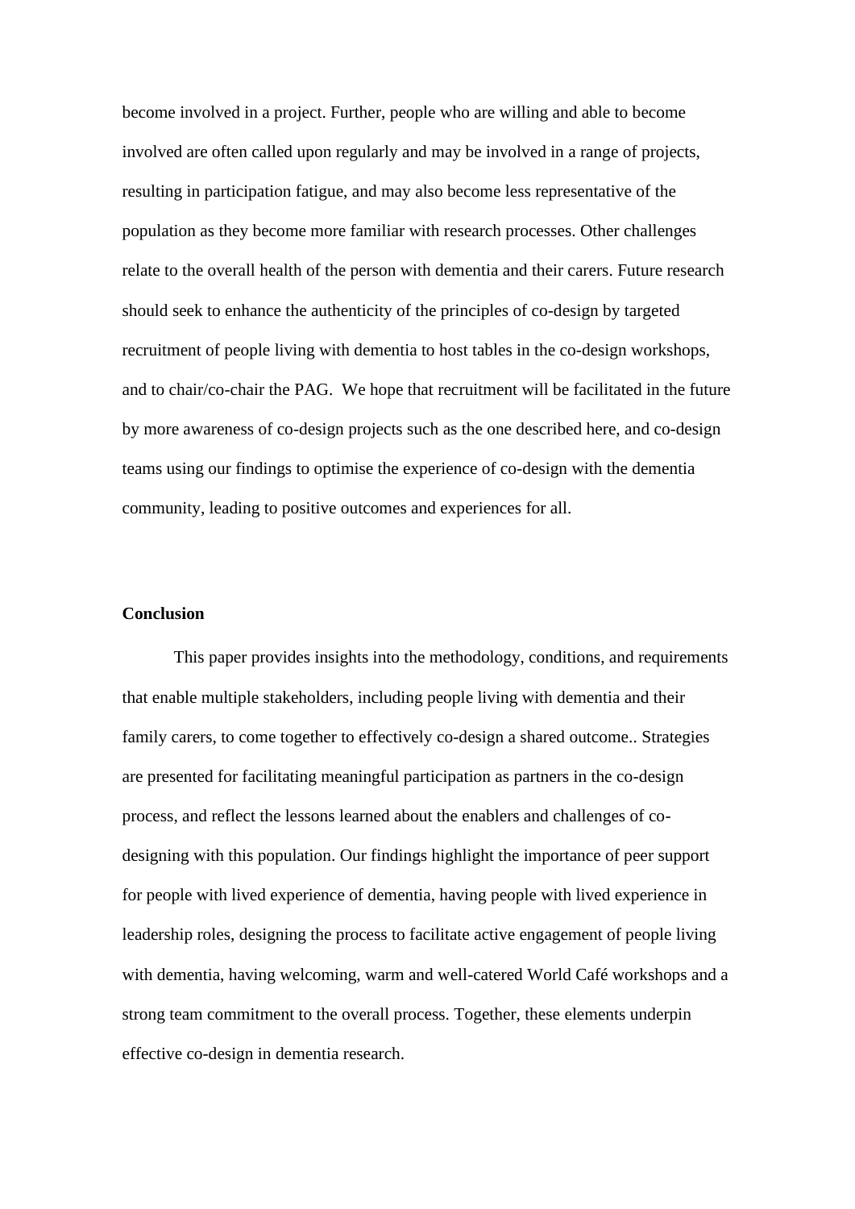become involved in a project. Further, people who are willing and able to become involved are often called upon regularly and may be involved in a range of projects, resulting in participation fatigue, and may also become less representative of the population as they become more familiar with research processes. Other challenges relate to the overall health of the person with dementia and their carers. Future research should seek to enhance the authenticity of the principles of co-design by targeted recruitment of people living with dementia to host tables in the co-design workshops, and to chair/co-chair the PAG.  We hope that recruitment will be facilitated in the future by more awareness of co-design projects such as the one described here, and co-design teams using our findings to optimise the experience of co-design with the dementia community, leading to positive outcomes and experiences for all.

**Conclusion**

This paper provides insights into the methodology, conditions, and requirements that enable multiple stakeholders, including people living with dementia and their family carers, to come together to effectively co-design a shared outcome.. Strategies are presented for facilitating meaningful participation as partners in the co-design process, and reflect the lessons learned about the enablers and challenges of co-designing with this population. Our findings highlight the importance of peer support for people with lived experience of dementia, having people with lived experience in leadership roles, designing the process to facilitate active engagement of people living with dementia, having welcoming, warm and well-catered World Café workshops and a strong team commitment to the overall process. Together, these elements underpin effective co-design in dementia research.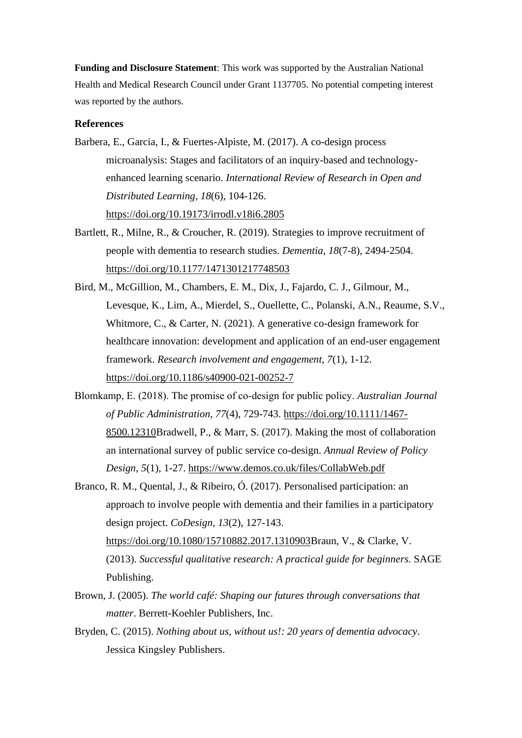**Funding and Disclosure Statement**: This work was supported by the Australian National Health and Medical Research Council under Grant 1137705. No potential competing interest was reported by the authors.

**References**

Barbera, E., Garcia, I., & Fuertes-Alpiste, M. (2017). A co-design process microanalysis: Stages and facilitators of an inquiry-based and technology-enhanced learning scenario. *International Review of Research in Open and Distributed Learning*, *18*(6), 104-126. https://doi.org/10.19173/irrodl.v18i6.2805

Bartlett, R., Milne, R., & Croucher, R. (2019). Strategies to improve recruitment of people with dementia to research studies. *Dementia*, *18*(7-8), 2494-2504. https://doi.org/10.1177/1471301217748503

Bird, M., McGillion, M., Chambers, E. M., Dix, J., Fajardo, C. J., Gilmour, M., Levesque, K., Lim, A., Mierdel, S., Ouellette, C., Polanski, A.N., Reaume, S.V., Whitmore, C., & Carter, N. (2021). A generative co-design framework for healthcare innovation: development and application of an end-user engagement framework. *Research involvement and engagement*, *7*(1), 1-12. https://doi.org/10.1186/s40900-021-00252-7

Blomkamp, E. (2018). The promise of co-design for public policy. *Australian Journal of Public Administration*, *77*(4), 729-743. https://doi.org/10.1111/1467-8500.12310Bradwell, P., & Marr, S. (2017). Making the most of collaboration an international survey of public service co-design. *Annual Review of Policy Design*, *5*(1), 1-27. https://www.demos.co.uk/files/CollabWeb.pdf

Branco, R. M., Quental, J., & Ribeiro, Ó. (2017). Personalised participation: an approach to involve people with dementia and their families in a participatory design project. *CoDesign*, *13*(2), 127-143. https://doi.org/10.1080/15710882.2017.1310903Braun, V., & Clarke, V. (2013). *Successful qualitative research: A practical guide for beginners*. SAGE Publishing.

Brown, J. (2005). *The world café: Shaping our futures through conversations that matter*. Berrett-Koehler Publishers, Inc.

Bryden, C. (2015). *Nothing about us, without us!: 20 years of dementia advocacy*. Jessica Kingsley Publishers.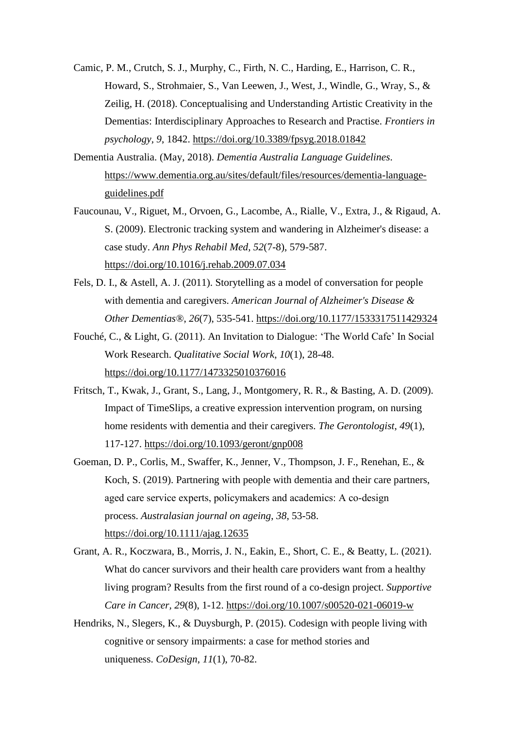Camic, P. M., Crutch, S. J., Murphy, C., Firth, N. C., Harding, E., Harrison, C. R., Howard, S., Strohmaier, S., Van Leewen, J., West, J., Windle, G., Wray, S., & Zeilig, H. (2018). Conceptualising and Understanding Artistic Creativity in the Dementias: Interdisciplinary Approaches to Research and Practise. *Frontiers in psychology, 9*, 1842. https://doi.org/10.3389/fpsyg.2018.01842

Dementia Australia. (May, 2018). *Dementia Australia Language Guidelines*. https://www.dementia.org.au/sites/default/files/resources/dementia-language-guidelines.pdf

Faucounau, V., Riguet, M., Orvoen, G., Lacombe, A., Rialle, V., Extra, J., & Rigaud, A. S. (2009). Electronic tracking system and wandering in Alzheimer's disease: a case study. *Ann Phys Rehabil Med, 52*(7-8), 579-587. https://doi.org/10.1016/j.rehab.2009.07.034

Fels, D. I., & Astell, A. J. (2011). Storytelling as a model of conversation for people with dementia and caregivers. *American Journal of Alzheimer's Disease & Other Dementias®*, *26*(7), 535-541. https://doi.org/10.1177/1533317511429324

Fouché, C., & Light, G. (2011). An Invitation to Dialogue: 'The World Cafe' In Social Work Research. *Qualitative Social Work, 10*(1), 28-48. https://doi.org/10.1177/1473325010376016

Fritsch, T., Kwak, J., Grant, S., Lang, J., Montgomery, R. R., & Basting, A. D. (2009). Impact of TimeSlips, a creative expression intervention program, on nursing home residents with dementia and their caregivers. *The Gerontologist, 49*(1), 117-127. https://doi.org/10.1093/geront/gnp008

Goeman, D. P., Corlis, M., Swaffer, K., Jenner, V., Thompson, J. F., Renehan, E., & Koch, S. (2019). Partnering with people with dementia and their care partners, aged care service experts, policymakers and academics: A co-design process. *Australasian journal on ageing*, *38*, 53-58. https://doi.org/10.1111/ajag.12635

Grant, A. R., Koczwara, B., Morris, J. N., Eakin, E., Short, C. E., & Beatty, L. (2021). What do cancer survivors and their health care providers want from a healthy living program? Results from the first round of a co-design project. *Supportive Care in Cancer, 29*(8), 1-12. https://doi.org/10.1007/s00520-021-06019-w

Hendriks, N., Slegers, K., & Duysburgh, P. (2015). Codesign with people living with cognitive or sensory impairments: a case for method stories and uniqueness. *CoDesign*, *11*(1), 70-82.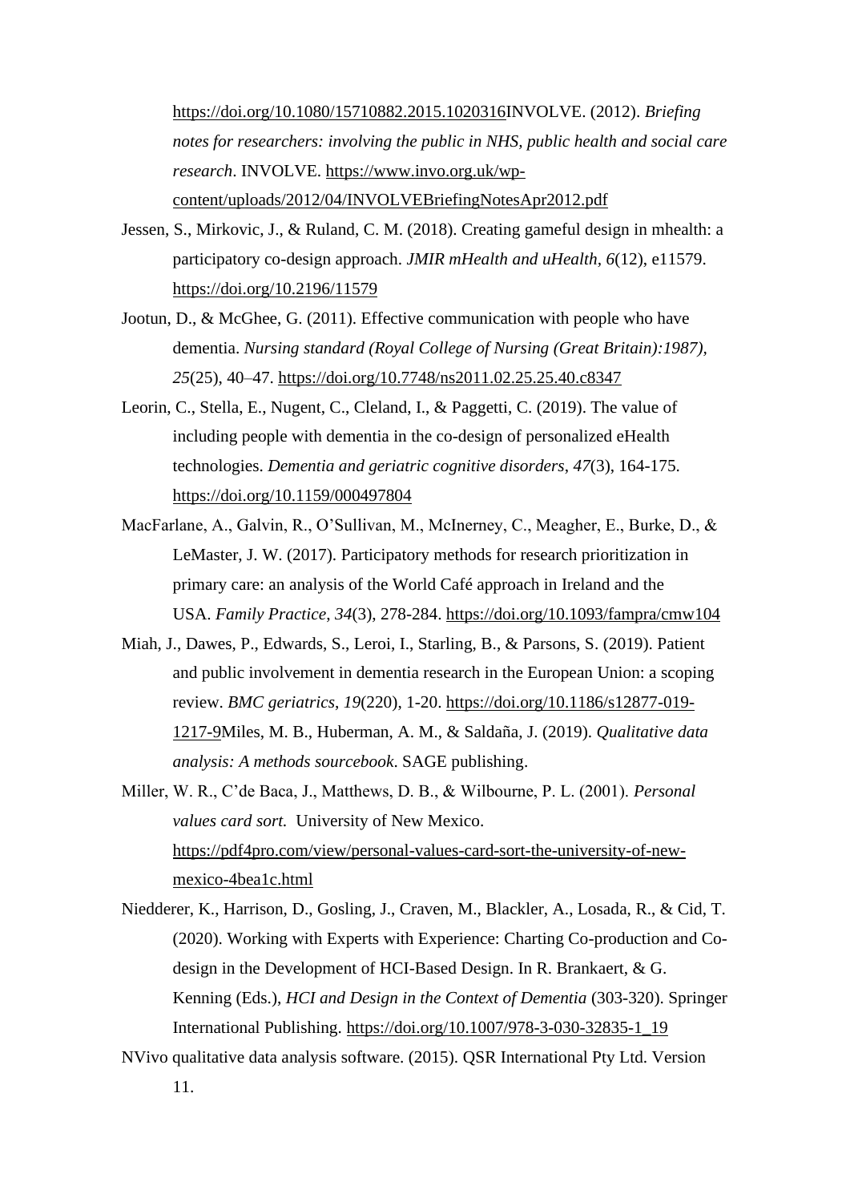https://doi.org/10.1080/15710882.2015.1020316INVOLVE. (2012). *Briefing notes for researchers: involving the public in NHS, public health and social care research*. INVOLVE. https://www.invo.org.uk/wp-content/uploads/2012/04/INVOLVEBriefingNotesApr2012.pdf

Jessen, S., Mirkovic, J., & Ruland, C. M. (2018). Creating gameful design in mhealth: a participatory co-design approach. *JMIR mHealth and uHealth*, *6*(12), e11579. https://doi.org/10.2196/11579

Jootun, D., & McGhee, G. (2011). Effective communication with people who have dementia. *Nursing standard (Royal College of Nursing (Great Britain):1987)*, *25*(25), 40–47. https://doi.org/10.7748/ns2011.02.25.25.40.c8347

Leorin, C., Stella, E., Nugent, C., Cleland, I., & Paggetti, C. (2019). The value of including people with dementia in the co-design of personalized eHealth technologies. *Dementia and geriatric cognitive disorders*, *47*(3), 164-175. https://doi.org/10.1159/000497804

MacFarlane, A., Galvin, R., O'Sullivan, M., McInerney, C., Meagher, E., Burke, D., & LeMaster, J. W. (2017). Participatory methods for research prioritization in primary care: an analysis of the World Café approach in Ireland and the USA. *Family Practice*, *34*(3), 278-284. https://doi.org/10.1093/fampra/cmw104

Miah, J., Dawes, P., Edwards, S., Leroi, I., Starling, B., & Parsons, S. (2019). Patient and public involvement in dementia research in the European Union: a scoping review. *BMC geriatrics*, *19*(220), 1-20. https://doi.org/10.1186/s12877-019-1217-9Miles, M. B., Huberman, A. M., & Saldaña, J. (2019). *Qualitative data analysis: A methods sourcebook*. SAGE publishing.

Miller, W. R., C'de Baca, J., Matthews, D. B., & Wilbourne, P. L. (2001). *Personal values card sort.* University of New Mexico. https://pdf4pro.com/view/personal-values-card-sort-the-university-of-new-mexico-4bea1c.html

Niedderer, K., Harrison, D., Gosling, J., Craven, M., Blackler, A., Losada, R., & Cid, T. (2020). Working with Experts with Experience: Charting Co-production and Co-design in the Development of HCI-Based Design. In R. Brankaert, & G. Kenning (Eds.), *HCI and Design in the Context of Dementia* (303-320). Springer International Publishing. https://doi.org/10.1007/978-3-030-32835-1_19

NVivo qualitative data analysis software. (2015). QSR International Pty Ltd. Version 11.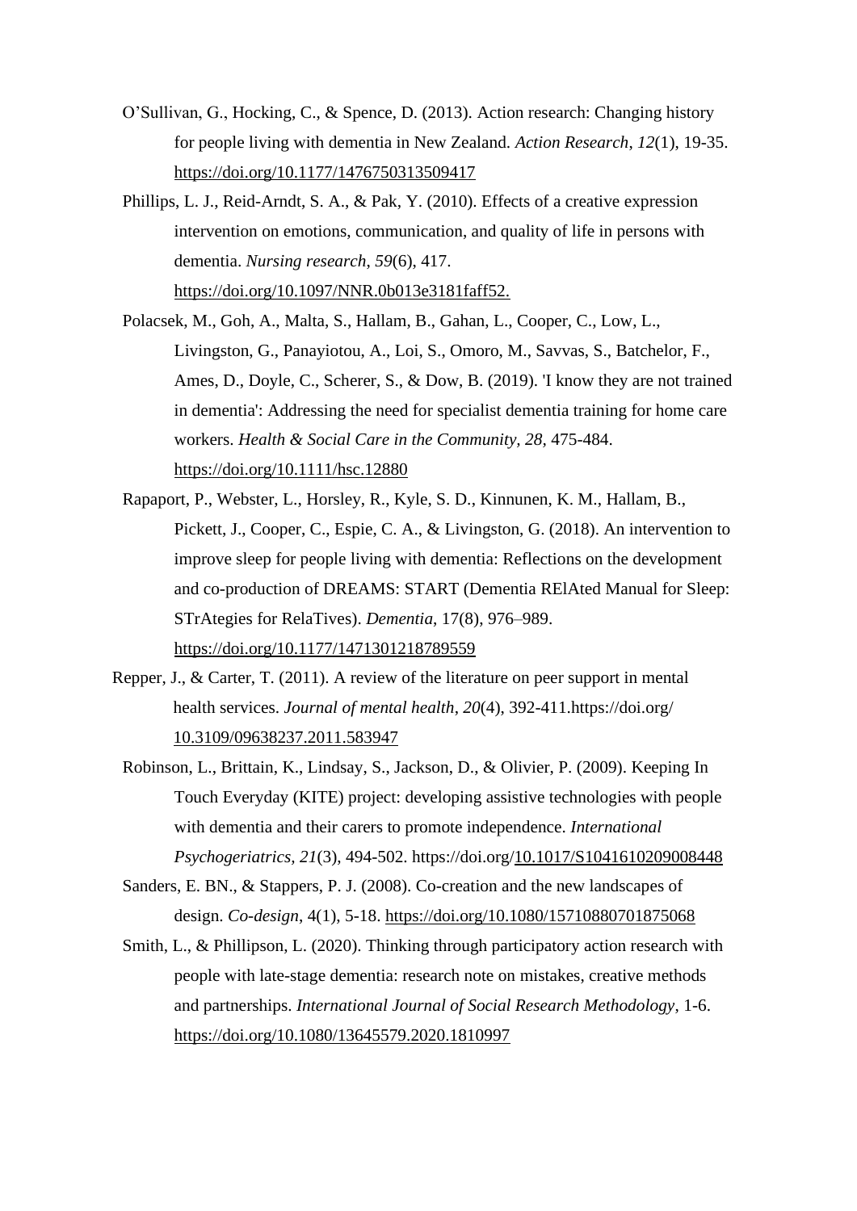O'Sullivan, G., Hocking, C., & Spence, D. (2013). Action research: Changing history for people living with dementia in New Zealand. *Action Research*, *12*(1), 19-35. https://doi.org/10.1177/1476750313509417

Phillips, L. J., Reid-Arndt, S. A., & Pak, Y. (2010). Effects of a creative expression intervention on emotions, communication, and quality of life in persons with dementia. *Nursing research*, *59*(6), 417. https://doi.org/10.1097/NNR.0b013e3181faff52.

Polacsek, M., Goh, A., Malta, S., Hallam, B., Gahan, L., Cooper, C., Low, L., Livingston, G., Panayiotou, A., Loi, S., Omoro, M., Savvas, S., Batchelor, F., Ames, D., Doyle, C., Scherer, S., & Dow, B. (2019). 'I know they are not trained in dementia': Addressing the need for specialist dementia training for home care workers. *Health & Social Care in the Community*, *28*, 475-484. https://doi.org/10.1111/hsc.12880

Rapaport, P., Webster, L., Horsley, R., Kyle, S. D., Kinnunen, K. M., Hallam, B., Pickett, J., Cooper, C., Espie, C. A., & Livingston, G. (2018). An intervention to improve sleep for people living with dementia: Reflections on the development and co-production of DREAMS: START (Dementia RElAted Manual for Sleep: STrAtegies for RelaTives). *Dementia*, 17(8), 976–989. https://doi.org/10.1177/1471301218789559

Repper, J., & Carter, T. (2011). A review of the literature on peer support in mental health services. *Journal of mental health*, *20*(4), 392-411.https://doi.org/ 10.3109/09638237.2011.583947

Robinson, L., Brittain, K., Lindsay, S., Jackson, D., & Olivier, P. (2009). Keeping In Touch Everyday (KITE) project: developing assistive technologies with people with dementia and their carers to promote independence. *International Psychogeriatrics*, *21*(3), 494-502. https://doi.org/10.1017/S1041610209008448

Sanders, E. BN., & Stappers, P. J. (2008). Co-creation and the new landscapes of design. *Co-design*, 4(1), 5-18. https://doi.org/10.1080/15710880701875068

Smith, L., & Phillipson, L. (2020). Thinking through participatory action research with people with late-stage dementia: research note on mistakes, creative methods and partnerships. *International Journal of Social Research Methodology*, 1-6. https://doi.org/10.1080/13645579.2020.1810997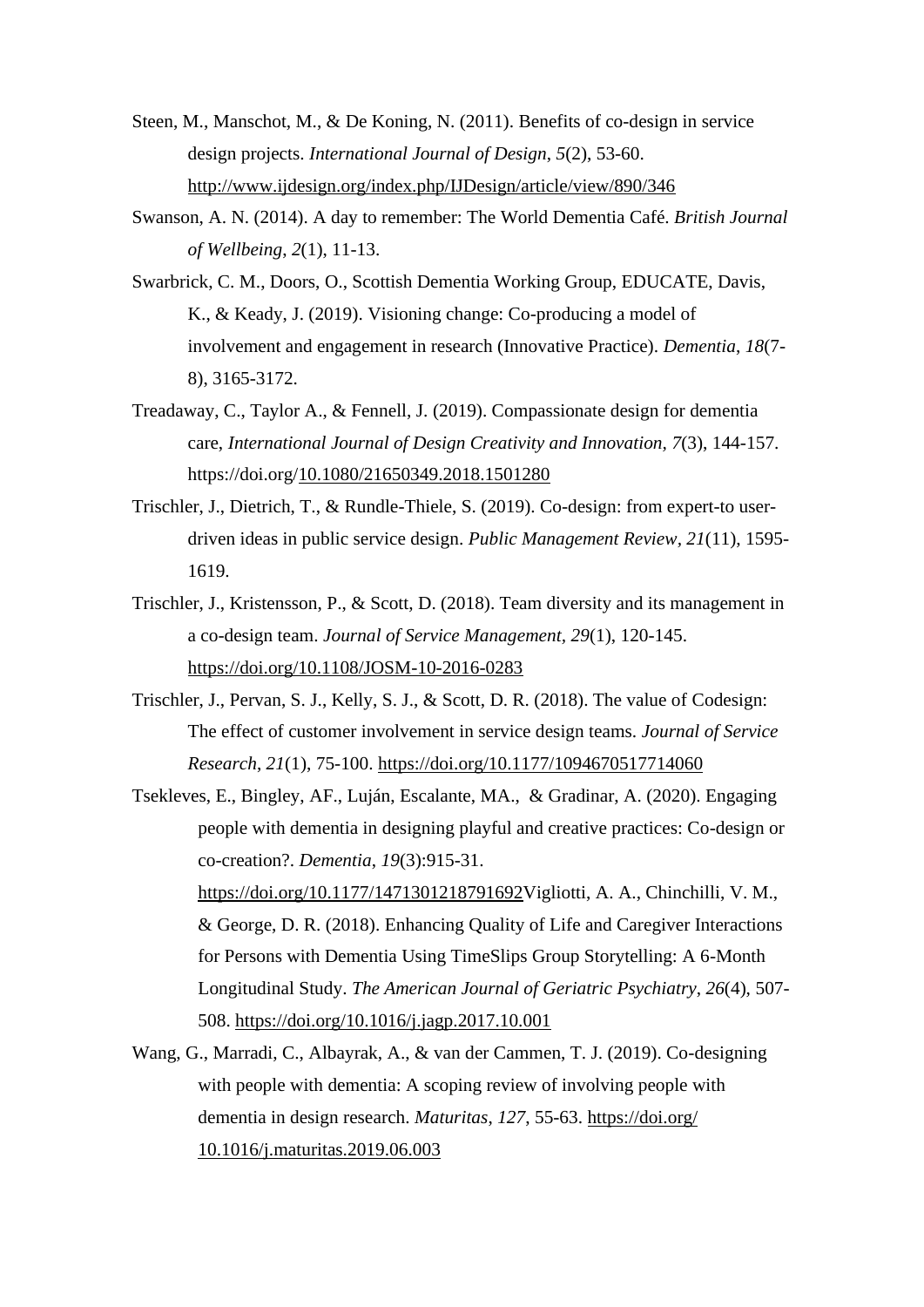Steen, M., Manschot, M., & De Koning, N. (2011). Benefits of co-design in service design projects. *International Journal of Design*, *5*(2), 53-60. http://www.ijdesign.org/index.php/IJDesign/article/view/890/346

Swanson, A. N. (2014). A day to remember: The World Dementia Café. *British Journal of Wellbeing*, *2*(1), 11-13.

Swarbrick, C. M., Doors, O., Scottish Dementia Working Group, EDUCATE, Davis, K., & Keady, J. (2019). Visioning change: Co-producing a model of involvement and engagement in research (Innovative Practice). *Dementia*, *18*(7-8), 3165-3172.

Treadaway, C., Taylor A., & Fennell, J. (2019). Compassionate design for dementia care, *International Journal of Design Creativity and Innovation, 7*(3), 144-157. https://doi.org/10.1080/21650349.2018.1501280

Trischler, J., Dietrich, T., & Rundle-Thiele, S. (2019). Co-design: from expert-to user-driven ideas in public service design. *Public Management Review*, *21*(11), 1595-1619.

Trischler, J., Kristensson, P., & Scott, D. (2018). Team diversity and its management in a co-design team. *Journal of Service Management*, *29*(1), 120-145. https://doi.org/10.1108/JOSM-10-2016-0283

Trischler, J., Pervan, S. J., Kelly, S. J., & Scott, D. R. (2018). The value of Codesign: The effect of customer involvement in service design teams. *Journal of Service Research*, *21*(1), 75-100. https://doi.org/10.1177/1094670517714060

Tsekleves, E., Bingley, AF., Luján, Escalante, MA., & Gradinar, A. (2020). Engaging people with dementia in designing playful and creative practices: Co-design or co-creation?. *Dementia*, *19*(3):915-31. https://doi.org/10.1177/1471301218791692Vigliotti, A. A., Chinchilli, V. M., & George, D. R. (2018). Enhancing Quality of Life and Caregiver Interactions for Persons with Dementia Using TimeSlips Group Storytelling: A 6-Month Longitudinal Study. *The American Journal of Geriatric Psychiatry*, *26*(4), 507-508. https://doi.org/10.1016/j.jagp.2017.10.001

Wang, G., Marradi, C., Albayrak, A., & van der Cammen, T. J. (2019). Co-designing with people with dementia: A scoping review of involving people with dementia in design research. *Maturitas*, *127*, 55-63. https://doi.org/ 10.1016/j.maturitas.2019.06.003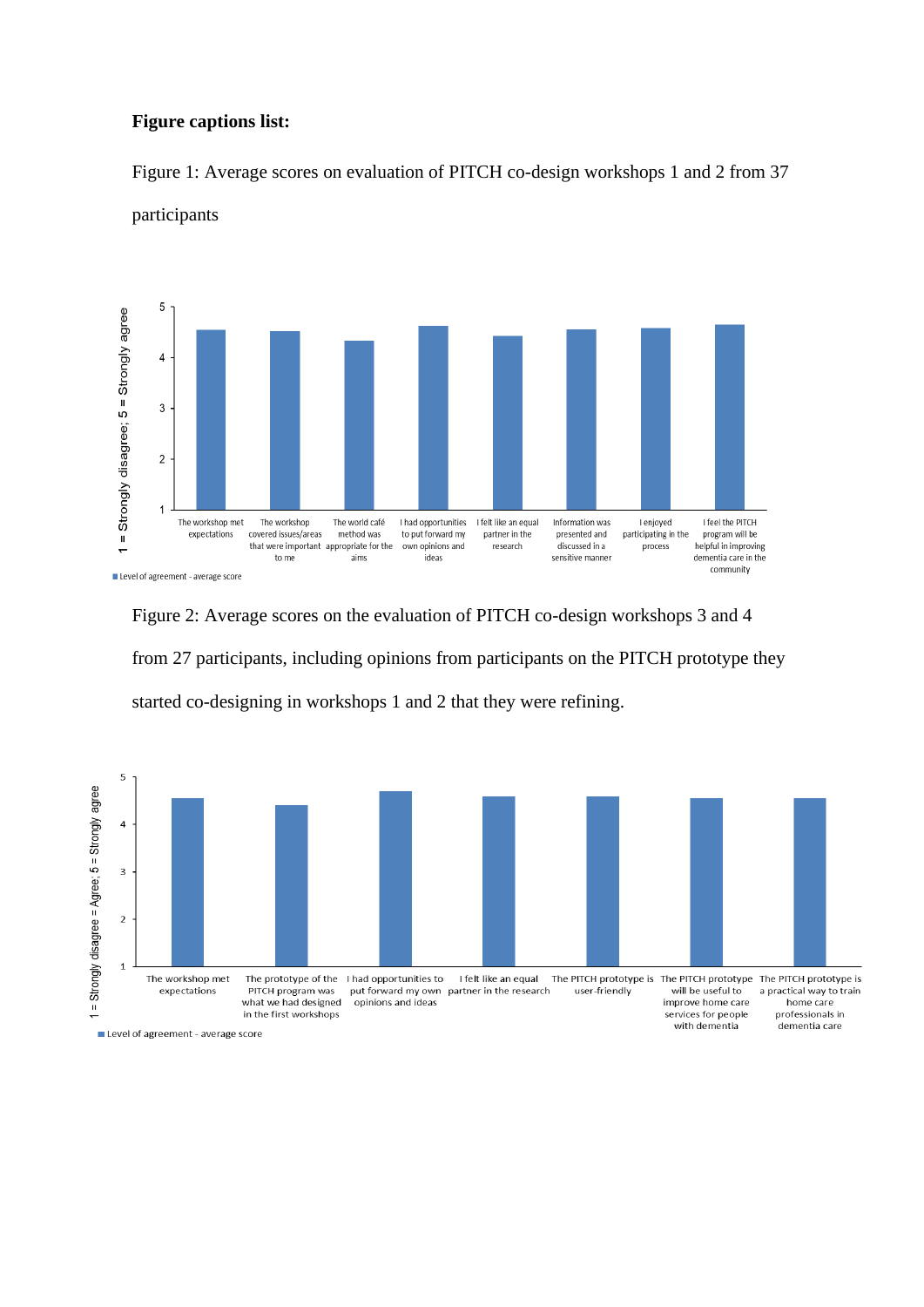**Figure captions list:**

Figure 1: Average scores on evaluation of PITCH co-design workshops 1 and 2 from 37 participants

Figure 2: Average scores on the evaluation of PITCH co-design workshops 3 and 4 from 27 participants, including opinions from participants on the PITCH prototype they started co-designing in workshops 1 and 2 that they were refining.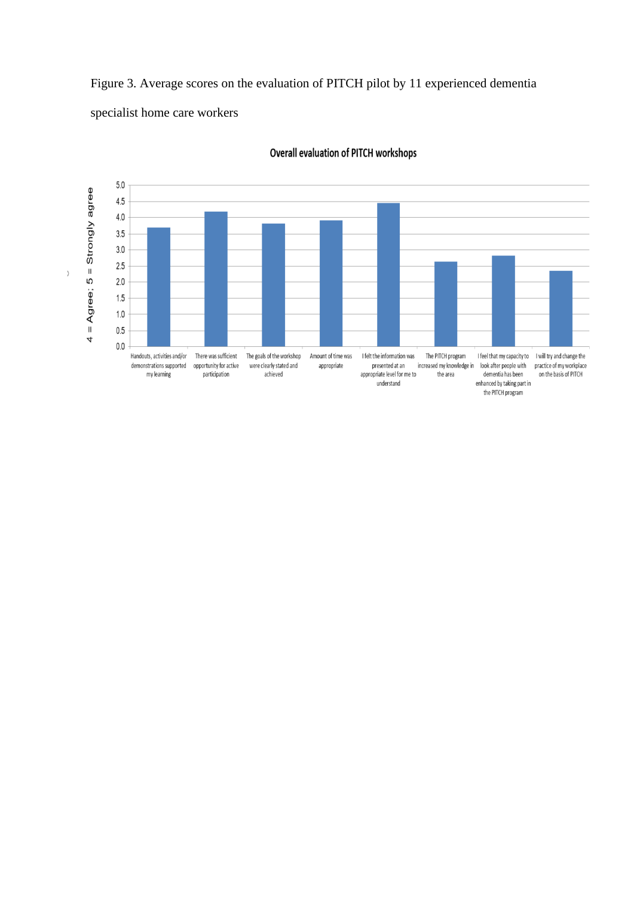Figure 3. Average scores on the evaluation of PITCH pilot by 11 experienced dementia specialist home care workers

Overall evaluation of PITCH workshops

4 = Agree; 5 = Strongly agree

5.0
4.5
4.0
3.5
3.0
2.5
2.0
1.5
1.0
0.5
0.0

Handouts, activities and/or demonstrations supported my learning

There was sufficient opportunity for active participation

The goals of the workshop were clearly stated and achieved

Amount of time was appropriate

I felt the information was presented at an appropriate level for me to understand

The PITCH program increased my knowledge in the area

I feel that my capacity to look after people with dementia has been enhanced by taking part in the PITCH program

I will try and change the practice of my workplace on the basis of PITCH